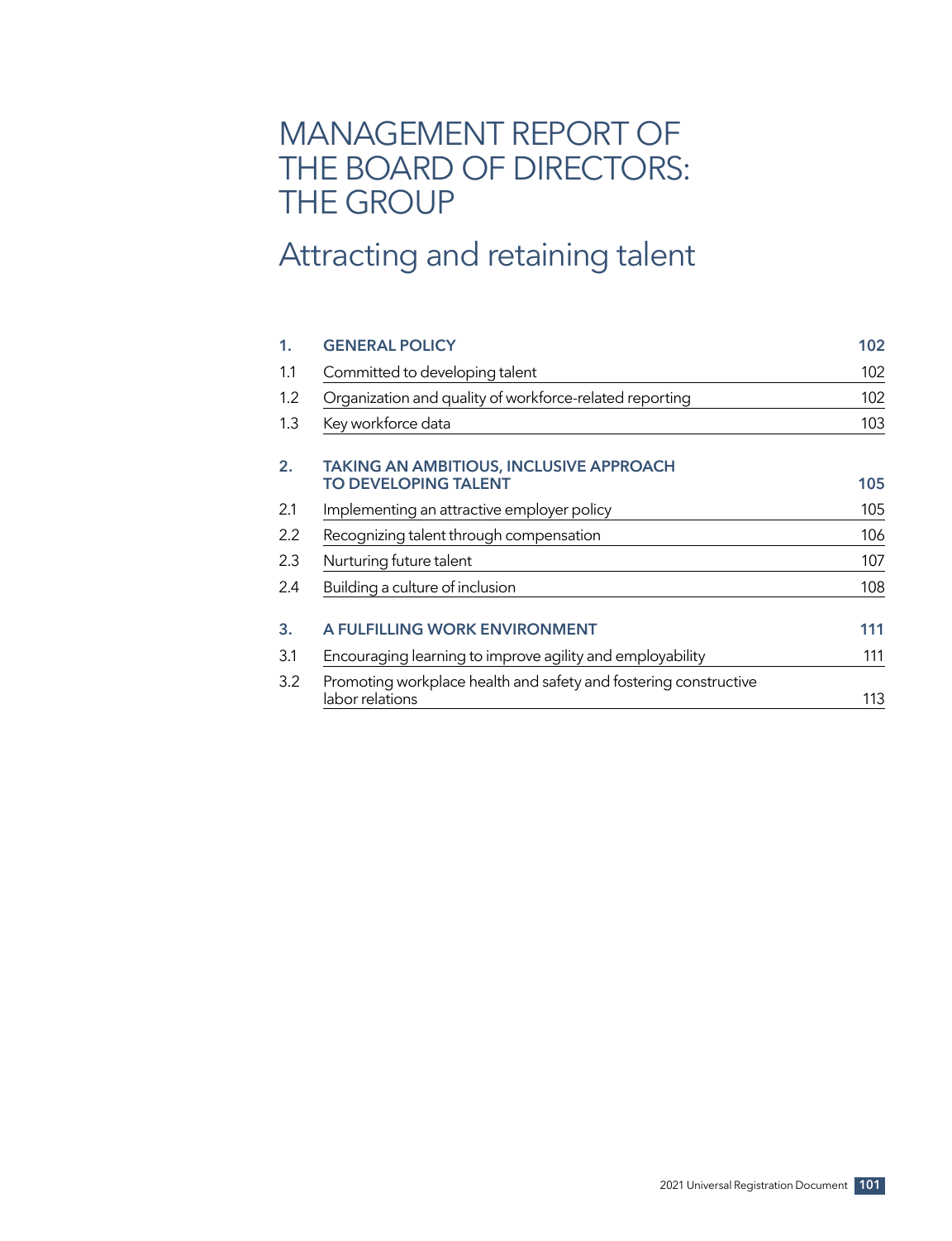# MANAGEMENT REPORT OF THE BOARD OF DIRECTORS: THE GROUP

## Attracting and retaining talent

| | | |
|---|---|---|
| **1.** | **GENERAL POLICY** | **102** |
| 1.1 | Committed to developing talent | 102 |
| 1.2 | Organization and quality of workforce-related reporting | 102 |
| 1.3 | Key workforce data | 103 |
| **2.** | **TAKING AN AMBITIOUS, INCLUSIVE APPROACH TO DEVELOPING TALENT** | **105** |
| 2.1 | Implementing an attractive employer policy | 105 |
| 2.2 | Recognizing talent through compensation | 106 |
| 2.3 | Nurturing future talent | 107 |
| 2.4 | Building a culture of inclusion | 108 |
| **3.** | **A FULFILLING WORK ENVIRONMENT** | **111** |
| 3.1 | Encouraging learning to improve agility and employability | 111 |
| 3.2 | Promoting workplace health and safety and fostering constructive labor relations | 113 |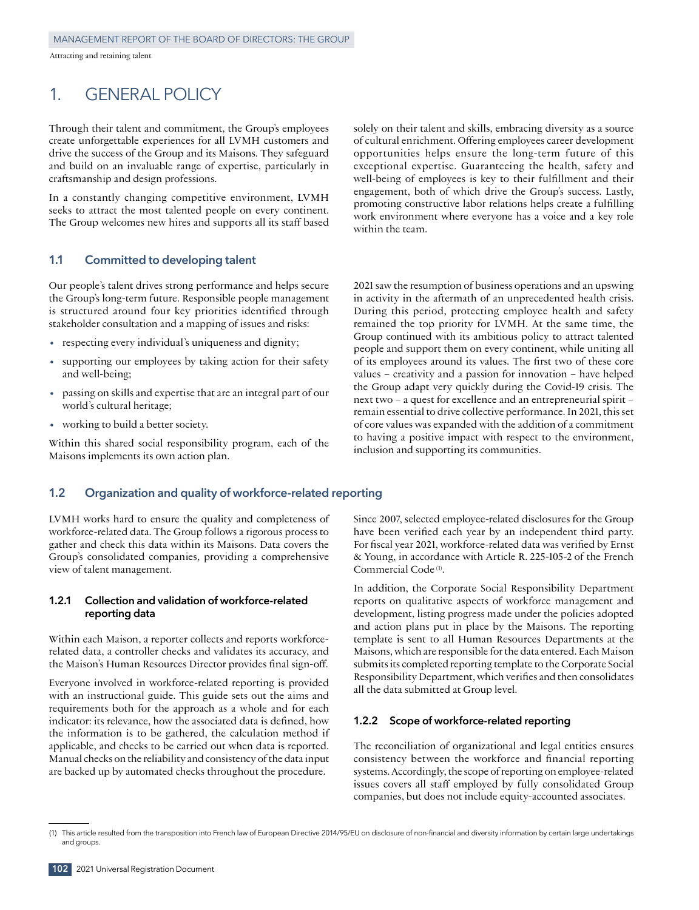# 1. GENERAL POLICY

Through their talent and commitment, the Group's employees create unforgettable experiences for all LVMH customers and drive the success of the Group and its Maisons. They safeguard and build on an invaluable range of expertise, particularly in craftsmanship and design professions.

In a constantly changing competitive environment, LVMH seeks to attract the most talented people on every continent. The Group welcomes new hires and supports all its staff based solely on their talent and skills, embracing diversity as a source of cultural enrichment. Offering employees career development opportunities helps ensure the long-term future of this exceptional expertise. Guaranteeing the health, safety and well-being of employees is key to their fulfillment and their engagement, both of which drive the Group's success. Lastly, promoting constructive labor relations helps create a fulfilling work environment where everyone has a voice and a key role within the team.

## 1.1 Committed to developing talent

Our people's talent drives strong performance and helps secure the Group's long-term future. Responsible people management is structured around four key priorities identified through stakeholder consultation and a mapping of issues and risks:

- respecting every individual's uniqueness and dignity;
- supporting our employees by taking action for their safety and well-being;
- passing on skills and expertise that are an integral part of our world's cultural heritage;
- working to build a better society.

Within this shared social responsibility program, each of the Maisons implements its own action plan.

2021 saw the resumption of business operations and an upswing in activity in the aftermath of an unprecedented health crisis. During this period, protecting employee health and safety remained the top priority for LVMH. At the same time, the Group continued with its ambitious policy to attract talented people and support them on every continent, while uniting all of its employees around its values. The first two of these core values – creativity and a passion for innovation – have helped the Group adapt very quickly during the Covid-19 crisis. The next two – a quest for excellence and an entrepreneurial spirit – remain essential to drive collective performance. In 2021, this set of core values was expanded with the addition of a commitment to having a positive impact with respect to the environment, inclusion and supporting its communities.

## 1.2 Organization and quality of workforce-related reporting

LVMH works hard to ensure the quality and completeness of workforce-related data. The Group follows a rigorous process to gather and check this data within its Maisons. Data covers the Group's consolidated companies, providing a comprehensive view of talent management.

### 1.2.1 Collection and validation of workforce-related reporting data

Within each Maison, a reporter collects and reports workforce-related data, a controller checks and validates its accuracy, and the Maison's Human Resources Director provides final sign-off.

Everyone involved in workforce-related reporting is provided with an instructional guide. This guide sets out the aims and requirements both for the approach as a whole and for each indicator: its relevance, how the associated data is defined, how the information is to be gathered, the calculation method if applicable, and checks to be carried out when data is reported. Manual checks on the reliability and consistency of the data input are backed up by automated checks throughout the procedure.

Since 2007, selected employee-related disclosures for the Group have been verified each year by an independent third party. For fiscal year 2021, workforce-related data was verified by Ernst & Young, in accordance with Article R. 225-105-2 of the French Commercial Code [(1)].

In addition, the Corporate Social Responsibility Department reports on qualitative aspects of workforce management and development, listing progress made under the policies adopted and action plans put in place by the Maisons. The reporting template is sent to all Human Resources Departments at the Maisons, which are responsible for the data entered. Each Maison submits its completed reporting template to the Corporate Social Responsibility Department, which verifies and then consolidates all the data submitted at Group level.

### 1.2.2 Scope of workforce-related reporting

The reconciliation of organizational and legal entities ensures consistency between the workforce and financial reporting systems. Accordingly, the scope of reporting on employee-related issues covers all staff employed by fully consolidated Group companies, but does not include equity-accounted associates.

(1) This article resulted from the transposition into French law of European Directive 2014/95/EU on disclosure of non-financial and diversity information by certain large undertakings and groups.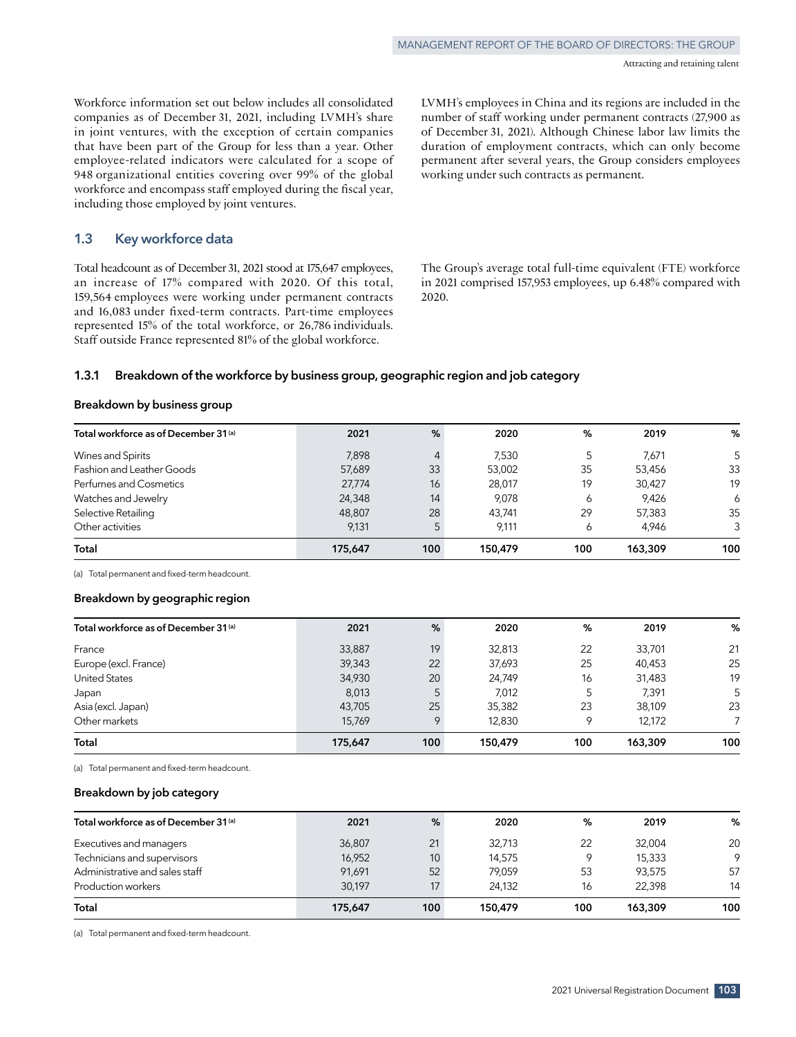Workforce information set out below includes all consolidated companies as of December 31, 2021, including LVMH's share in joint ventures, with the exception of certain companies that have been part of the Group for less than a year. Other employee-related indicators were calculated for a scope of 948 organizational entities covering over 99% of the global workforce and encompass staff employed during the fiscal year, including those employed by joint ventures.

LVMH's employees in China and its regions are included in the number of staff working under permanent contracts (27,900 as of December 31, 2021). Although Chinese labor law limits the duration of employment contracts, which can only become permanent after several years, the Group considers employees working under such contracts as permanent.

## 1.3 Key workforce data

Total headcount as of December 31, 2021 stood at 175,647 employees, an increase of 17% compared with 2020. Of this total, 159,564 employees were working under permanent contracts and 16,083 under fixed-term contracts. Part-time employees represented 15% of the total workforce, or 26,786 individuals. Staff outside France represented 81% of the global workforce.

The Group's average total full-time equivalent (FTE) workforce in 2021 comprised 157,953 employees, up 6.48% compared with 2020.

### 1.3.1 Breakdown of the workforce by business group, geographic region and job category

#### Breakdown by business group

| Total workforce as of December 31 [(a)] | 2021 | % | 2020 | % | 2019 | % |
|---|---|---|---|---|---|---|
| Wines and Spirits | 7,898 | 4 | 7,530 | 5 | 7,671 | 5 |
| Fashion and Leather Goods | 57,689 | 33 | 53,002 | 35 | 53,456 | 33 |
| Perfumes and Cosmetics | 27,774 | 16 | 28,017 | 19 | 30,427 | 19 |
| Watches and Jewelry | 24,348 | 14 | 9,078 | 6 | 9,426 | 6 |
| Selective Retailing | 48,807 | 28 | 43,741 | 29 | 57,383 | 35 |
| Other activities | 9,131 | 5 | 9,111 | 6 | 4,946 | 3 |
| **Total** | **175,647** | **100** | **150,479** | **100** | **163,309** | **100** |

(a) Total permanent and fixed-term headcount.

#### Breakdown by geographic region

| Total workforce as of December 31 [(a)] | 2021 | % | 2020 | % | 2019 | % |
|---|---|---|---|---|---|---|
| France | 33,887 | 19 | 32,813 | 22 | 33,701 | 21 |
| Europe (excl. France) | 39,343 | 22 | 37,693 | 25 | 40,453 | 25 |
| United States | 34,930 | 20 | 24,749 | 16 | 31,483 | 19 |
| Japan | 8,013 | 5 | 7,012 | 5 | 7,391 | 5 |
| Asia (excl. Japan) | 43,705 | 25 | 35,382 | 23 | 38,109 | 23 |
| Other markets | 15,769 | 9 | 12,830 | 9 | 12,172 | 7 |
| **Total** | **175,647** | **100** | **150,479** | **100** | **163,309** | **100** |

(a) Total permanent and fixed-term headcount.

#### Breakdown by job category

| Total workforce as of December 31 [(a)] | 2021 | % | 2020 | % | 2019 | % |
|---|---|---|---|---|---|---|
| Executives and managers | 36,807 | 21 | 32,713 | 22 | 32,004 | 20 |
| Technicians and supervisors | 16,952 | 10 | 14,575 | 9 | 15,333 | 9 |
| Administrative and sales staff | 91,691 | 52 | 79,059 | 53 | 93,575 | 57 |
| Production workers | 30,197 | 17 | 24,132 | 16 | 22,398 | 14 |
| **Total** | **175,647** | **100** | **150,479** | **100** | **163,309** | **100** |

(a) Total permanent and fixed-term headcount.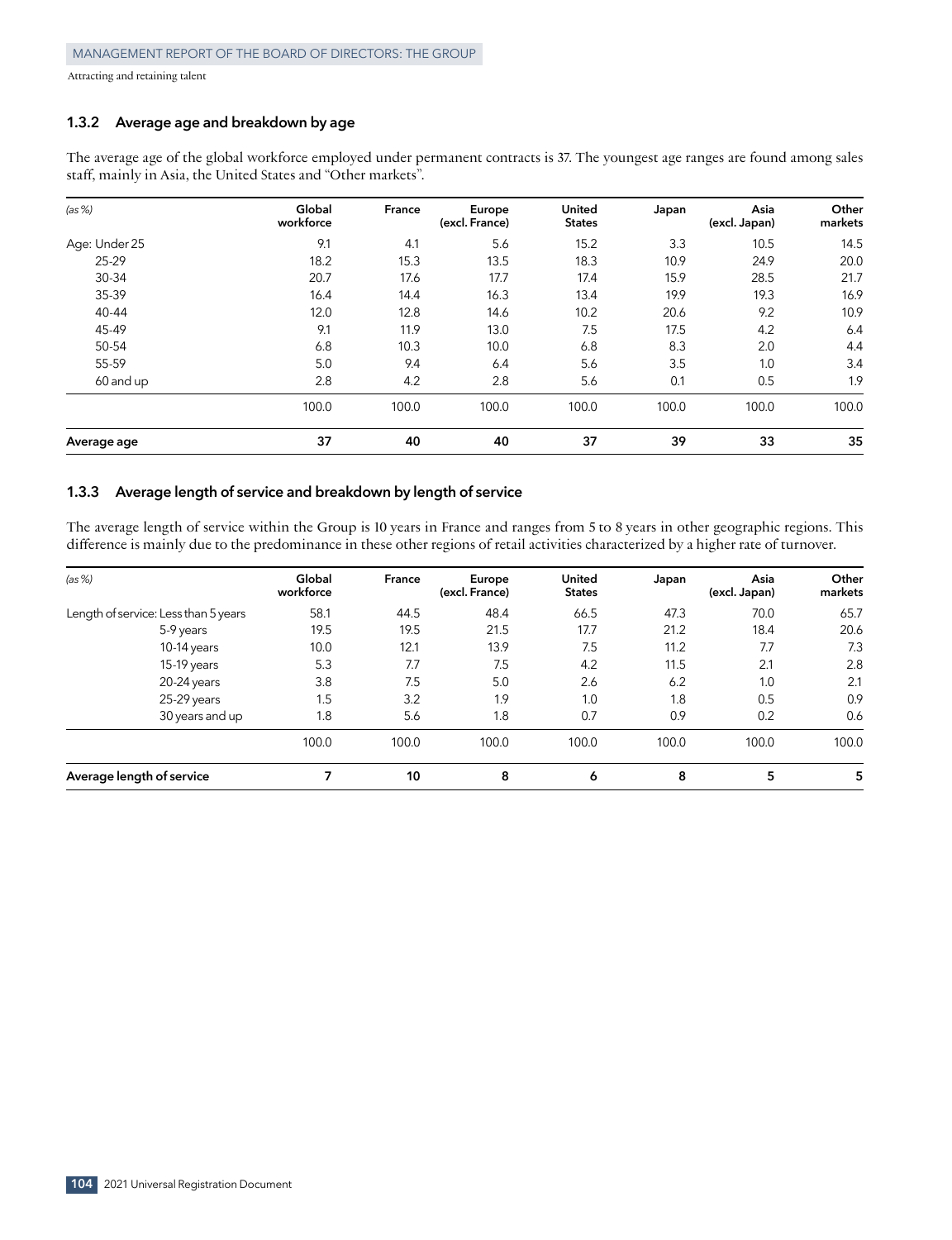### 1.3.2 Average age and breakdown by age

The average age of the global workforce employed under permanent contracts is 37. The youngest age ranges are found among sales staff, mainly in Asia, the United States and "Other markets".

| *(as %)* | Global workforce | France | Europe (excl. France) | United States | Japan | Asia (excl. Japan) | Other markets |
|---|---|---|---|---|---|---|---|
| Age: Under 25 | 9.1 | 4.1 | 5.6 | 15.2 | 3.3 | 10.5 | 14.5 |
| 25-29 | 18.2 | 15.3 | 13.5 | 18.3 | 10.9 | 24.9 | 20.0 |
| 30-34 | 20.7 | 17.6 | 17.7 | 17.4 | 15.9 | 28.5 | 21.7 |
| 35-39 | 16.4 | 14.4 | 16.3 | 13.4 | 19.9 | 19.3 | 16.9 |
| 40-44 | 12.0 | 12.8 | 14.6 | 10.2 | 20.6 | 9.2 | 10.9 |
| 45-49 | 9.1 | 11.9 | 13.0 | 7.5 | 17.5 | 4.2 | 6.4 |
| 50-54 | 6.8 | 10.3 | 10.0 | 6.8 | 8.3 | 2.0 | 4.4 |
| 55-59 | 5.0 | 9.4 | 6.4 | 5.6 | 3.5 | 1.0 | 3.4 |
| 60 and up | 2.8 | 4.2 | 2.8 | 5.6 | 0.1 | 0.5 | 1.9 |
| | 100.0 | 100.0 | 100.0 | 100.0 | 100.0 | 100.0 | 100.0 |
| **Average age** | **37** | **40** | **40** | **37** | **39** | **33** | **35** |

### 1.3.3 Average length of service and breakdown by length of service

The average length of service within the Group is 10 years in France and ranges from 5 to 8 years in other geographic regions. This difference is mainly due to the predominance in these other regions of retail activities characterized by a higher rate of turnover.

| *(as %)* | Global workforce | France | Europe (excl. France) | United States | Japan | Asia (excl. Japan) | Other markets |
|---|---|---|---|---|---|---|---|
| Length of service: Less than 5 years | 58.1 | 44.5 | 48.4 | 66.5 | 47.3 | 70.0 | 65.7 |
| 5-9 years | 19.5 | 19.5 | 21.5 | 17.7 | 21.2 | 18.4 | 20.6 |
| 10-14 years | 10.0 | 12.1 | 13.9 | 7.5 | 11.2 | 7.7 | 7.3 |
| 15-19 years | 5.3 | 7.7 | 7.5 | 4.2 | 11.5 | 2.1 | 2.8 |
| 20-24 years | 3.8 | 7.5 | 5.0 | 2.6 | 6.2 | 1.0 | 2.1 |
| 25-29 years | 1.5 | 3.2 | 1.9 | 1.0 | 1.8 | 0.5 | 0.9 |
| 30 years and up | 1.8 | 5.6 | 1.8 | 0.7 | 0.9 | 0.2 | 0.6 |
| | 100.0 | 100.0 | 100.0 | 100.0 | 100.0 | 100.0 | 100.0 |
| **Average length of service** | **7** | **10** | **8** | **6** | **8** | **5** | **5** |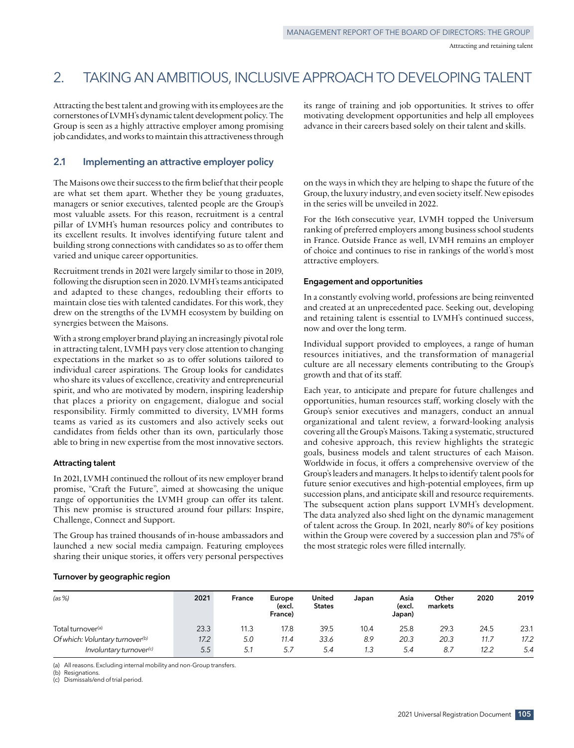# 2. TAKING AN AMBITIOUS, INCLUSIVE APPROACH TO DEVELOPING TALENT

Attracting the best talent and growing with its employees are the cornerstones of LVMH's dynamic talent development policy. The Group is seen as a highly attractive employer among promising job candidates, and works to maintain this attractiveness through its range of training and job opportunities. It strives to offer motivating development opportunities and help all employees advance in their careers based solely on their talent and skills.

## 2.1 Implementing an attractive employer policy

The Maisons owe their success to the firm belief that their people are what set them apart. Whether they be young graduates, managers or senior executives, talented people are the Group's most valuable assets. For this reason, recruitment is a central pillar of LVMH's human resources policy and contributes to its excellent results. It involves identifying future talent and building strong connections with candidates so as to offer them varied and unique career opportunities.

Recruitment trends in 2021 were largely similar to those in 2019, following the disruption seen in 2020. LVMH's teams anticipated and adapted to these changes, redoubling their efforts to maintain close ties with talented candidates. For this work, they drew on the strengths of the LVMH ecosystem by building on synergies between the Maisons.

With a strong employer brand playing an increasingly pivotal role in attracting talent, LVMH pays very close attention to changing expectations in the market so as to offer solutions tailored to individual career aspirations. The Group looks for candidates who share its values of excellence, creativity and entrepreneurial spirit, and who are motivated by modern, inspiring leadership that places a priority on engagement, dialogue and social responsibility. Firmly committed to diversity, LVMH forms teams as varied as its customers and also actively seeks out candidates from fields other than its own, particularly those able to bring in new expertise from the most innovative sectors.

### Attracting talent

In 2021, LVMH continued the rollout of its new employer brand promise, "Craft the Future", aimed at showcasing the unique range of opportunities the LVMH group can offer its talent. This new promise is structured around four pillars: Inspire, Challenge, Connect and Support.

The Group has trained thousands of in-house ambassadors and launched a new social media campaign. Featuring employees sharing their unique stories, it offers very personal perspectives on the ways in which they are helping to shape the future of the Group, the luxury industry, and even society itself. New episodes in the series will be unveiled in 2022.

For the 16th consecutive year, LVMH topped the Universum ranking of preferred employers among business school students in France. Outside France as well, LVMH remains an employer of choice and continues to rise in rankings of the world's most attractive employers.

### Engagement and opportunities

In a constantly evolving world, professions are being reinvented and created at an unprecedented pace. Seeking out, developing and retaining talent is essential to LVMH's continued success, now and over the long term.

Individual support provided to employees, a range of human resources initiatives, and the transformation of managerial culture are all necessary elements contributing to the Group's growth and that of its staff.

Each year, to anticipate and prepare for future challenges and opportunities, human resources staff, working closely with the Group's senior executives and managers, conduct an annual organizational and talent review, a forward-looking analysis covering all the Group's Maisons. Taking a systematic, structured and cohesive approach, this review highlights the strategic goals, business models and talent structures of each Maison. Worldwide in focus, it offers a comprehensive overview of the Group's leaders and managers. It helps to identify talent pools for future senior executives and high-potential employees, firm up succession plans, and anticipate skill and resource requirements. The subsequent action plans support LVMH's development. The data analyzed also shed light on the dynamic management of talent across the Group. In 2021, nearly 80% of key positions within the Group were covered by a succession plan and 75% of the most strategic roles were filled internally.

### Turnover by geographic region

| *(as %)* | 2021 | France | Europe (excl. France) | United States | Japan | Asia (excl. Japan) | Other markets | 2020 | 2019 |
|---|---|---|---|---|---|---|---|---|---|
| Total turnover[(a)] | 23.3 | 11.3 | 17.8 | 39.5 | 10.4 | 25.8 | 29.3 | 24.5 | 23.1 |
| *Of which: Voluntary turnover[(b)]* | *17.2* | *5.0* | *11.4* | *33.6* | *8.9* | *20.3* | *20.3* | *11.7* | *17.2* |
| *Involuntary turnover[(c)]* | *5.5* | *5.1* | *5.7* | *5.4* | *1.3* | *5.4* | *8.7* | *12.2* | *5.4* |

(a) All reasons. Excluding internal mobility and non-Group transfers.
(b) Resignations.
(c) Dismissals/end of trial period.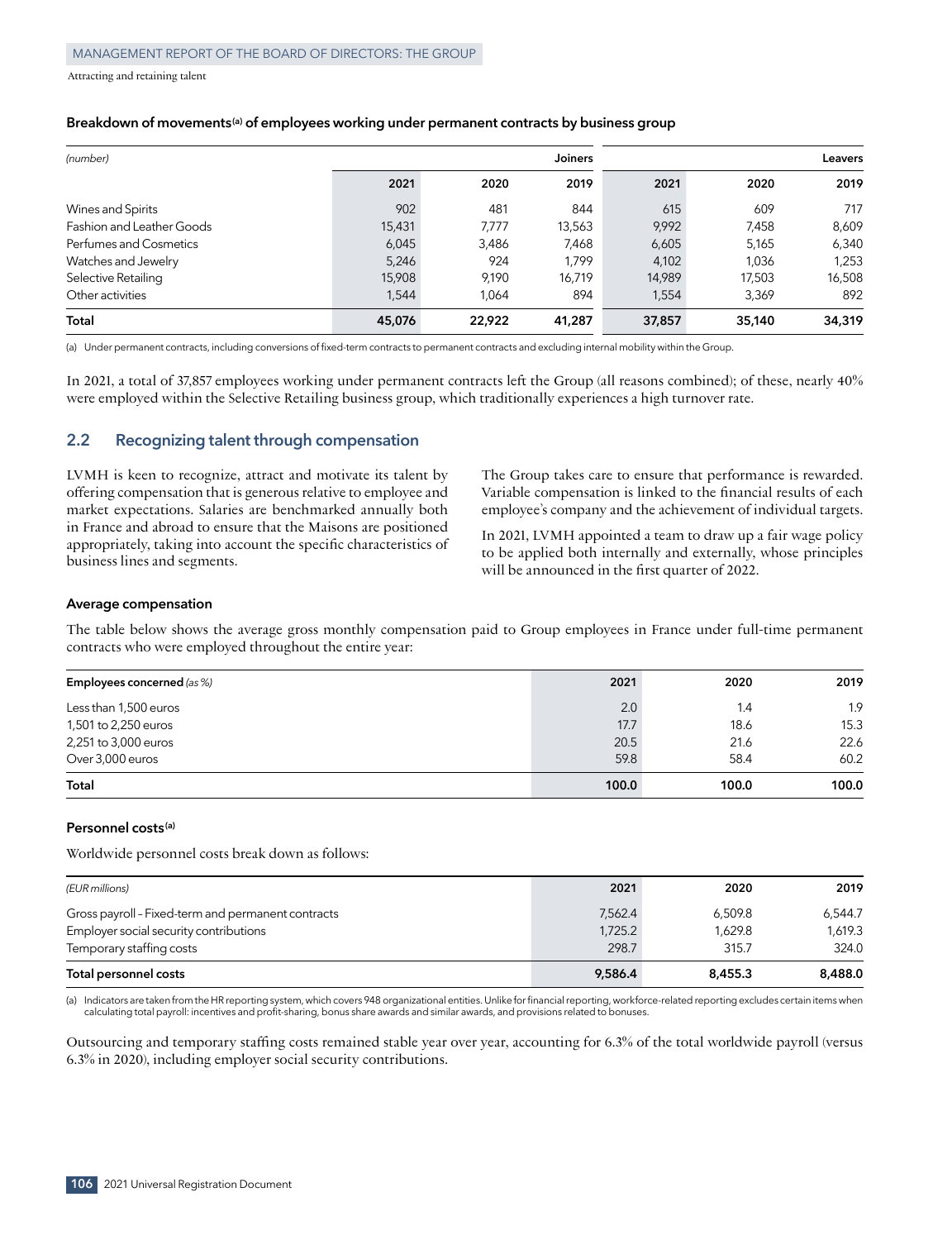#### Breakdown of movements[(a)] of employees working under permanent contracts by business group

| *(number)* | Joiners | | | Leavers | | |
|---|---|---|---|---|---|---|
| | 2021 | 2020 | 2019 | 2021 | 2020 | 2019 |
| Wines and Spirits | 902 | 481 | 844 | 615 | 609 | 717 |
| Fashion and Leather Goods | 15,431 | 7,777 | 13,563 | 9,992 | 7,458 | 8,609 |
| Perfumes and Cosmetics | 6,045 | 3,486 | 7,468 | 6,605 | 5,165 | 6,340 |
| Watches and Jewelry | 5,246 | 924 | 1,799 | 4,102 | 1,036 | 1,253 |
| Selective Retailing | 15,908 | 9,190 | 16,719 | 14,989 | 17,503 | 16,508 |
| Other activities | 1,544 | 1,064 | 894 | 1,554 | 3,369 | 892 |
| **Total** | **45,076** | **22,922** | **41,287** | **37,857** | **35,140** | **34,319** |

(a) Under permanent contracts, including conversions of fixed-term contracts to permanent contracts and excluding internal mobility within the Group.

In 2021, a total of 37,857 employees working under permanent contracts left the Group (all reasons combined); of these, nearly 40% were employed within the Selective Retailing business group, which traditionally experiences a high turnover rate.

## 2.2 Recognizing talent through compensation

LVMH is keen to recognize, attract and motivate its talent by offering compensation that is generous relative to employee and market expectations. Salaries are benchmarked annually both in France and abroad to ensure that the Maisons are positioned appropriately, taking into account the specific characteristics of business lines and segments.

The Group takes care to ensure that performance is rewarded. Variable compensation is linked to the financial results of each employee's company and the achievement of individual targets.

In 2021, LVMH appointed a team to draw up a fair wage policy to be applied both internally and externally, whose principles will be announced in the first quarter of 2022.

#### Average compensation

The table below shows the average gross monthly compensation paid to Group employees in France under full-time permanent contracts who were employed throughout the entire year:

| **Employees concerned** *(as %)* | 2021 | 2020 | 2019 |
|---|---|---|---|
| Less than 1,500 euros | 2.0 | 1.4 | 1.9 |
| 1,501 to 2,250 euros | 17.7 | 18.6 | 15.3 |
| 2,251 to 3,000 euros | 20.5 | 21.6 | 22.6 |
| Over 3,000 euros | 59.8 | 58.4 | 60.2 |
| **Total** | **100.0** | **100.0** | **100.0** |

#### Personnel costs[(a)]

Worldwide personnel costs break down as follows:

| *(EUR millions)* | 2021 | 2020 | 2019 |
|---|---|---|---|
| Gross payroll – Fixed-term and permanent contracts | 7,562.4 | 6,509.8 | 6,544.7 |
| Employer social security contributions | 1,725.2 | 1,629.8 | 1,619.3 |
| Temporary staffing costs | 298.7 | 315.7 | 324.0 |
| **Total personnel costs** | **9,586.4** | **8,455.3** | **8,488.0** |

(a) Indicators are taken from the HR reporting system, which covers 948 organizational entities. Unlike for financial reporting, workforce-related reporting excludes certain items when calculating total payroll: incentives and profit-sharing, bonus share awards and similar awards, and provisions related to bonuses.

Outsourcing and temporary staffing costs remained stable year over year, accounting for 6.3% of the total worldwide payroll (versus 6.3% in 2020), including employer social security contributions.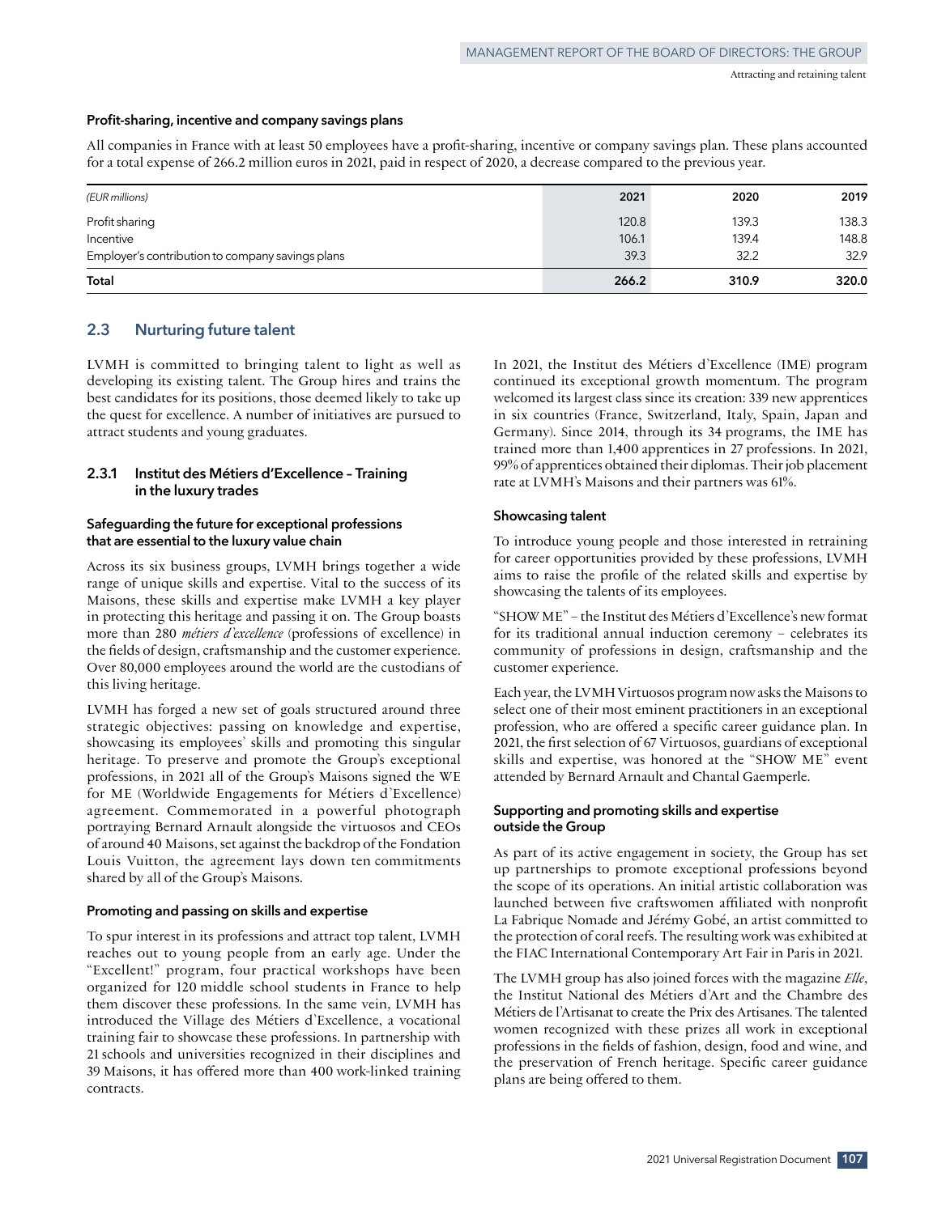#### Profit-sharing, incentive and company savings plans

All companies in France with at least 50 employees have a profit-sharing, incentive or company savings plan. These plans accounted for a total expense of 266.2 million euros in 2021, paid in respect of 2020, a decrease compared to the previous year.

| *(EUR millions)* | 2021 | 2020 | 2019 |
|---|---|---|---|
| Profit sharing | 120.8 | 139.3 | 138.3 |
| Incentive | 106.1 | 139.4 | 148.8 |
| Employer's contribution to company savings plans | 39.3 | 32.2 | 32.9 |
| **Total** | **266.2** | **310.9** | **320.0** |

## 2.3 Nurturing future talent

LVMH is committed to bringing talent to light as well as developing its existing talent. The Group hires and trains the best candidates for its positions, those deemed likely to take up the quest for excellence. A number of initiatives are pursued to attract students and young graduates.

### 2.3.1 Institut des Métiers d'Excellence – Training in the luxury trades

#### Safeguarding the future for exceptional professions that are essential to the luxury value chain

Across its six business groups, LVMH brings together a wide range of unique skills and expertise. Vital to the success of its Maisons, these skills and expertise make LVMH a key player in protecting this heritage and passing it on. The Group boasts more than 280 *métiers d'excellence* (professions of excellence) in the fields of design, craftsmanship and the customer experience. Over 80,000 employees around the world are the custodians of this living heritage.

LVMH has forged a new set of goals structured around three strategic objectives: passing on knowledge and expertise, showcasing its employees' skills and promoting this singular heritage. To preserve and promote the Group's exceptional professions, in 2021 all of the Group's Maisons signed the WE for ME (Worldwide Engagements for Métiers d'Excellence) agreement. Commemorated in a powerful photograph portraying Bernard Arnault alongside the virtuosos and CEOs of around 40 Maisons, set against the backdrop of the Fondation Louis Vuitton, the agreement lays down ten commitments shared by all of the Group's Maisons.

#### Promoting and passing on skills and expertise

To spur interest in its professions and attract top talent, LVMH reaches out to young people from an early age. Under the "Excellent!" program, four practical workshops have been organized for 120 middle school students in France to help them discover these professions. In the same vein, LVMH has introduced the Village des Métiers d'Excellence, a vocational training fair to showcase these professions. In partnership with 21 schools and universities recognized in their disciplines and 39 Maisons, it has offered more than 400 work-linked training contracts.

In 2021, the Institut des Métiers d'Excellence (IME) program continued its exceptional growth momentum. The program welcomed its largest class since its creation: 339 new apprentices in six countries (France, Switzerland, Italy, Spain, Japan and Germany). Since 2014, through its 34 programs, the IME has trained more than 1,400 apprentices in 27 professions. In 2021, 99% of apprentices obtained their diplomas. Their job placement rate at LVMH's Maisons and their partners was 61%.

#### Showcasing talent

To introduce young people and those interested in retraining for career opportunities provided by these professions, LVMH aims to raise the profile of the related skills and expertise by showcasing the talents of its employees.

"SHOW ME" – the Institut des Métiers d'Excellence's new format for its traditional annual induction ceremony – celebrates its community of professions in design, craftsmanship and the customer experience.

Each year, the LVMH Virtuosos program now asks the Maisons to select one of their most eminent practitioners in an exceptional profession, who are offered a specific career guidance plan. In 2021, the first selection of 67 Virtuosos, guardians of exceptional skills and expertise, was honored at the "SHOW ME" event attended by Bernard Arnault and Chantal Gaemperle.

#### Supporting and promoting skills and expertise outside the Group

As part of its active engagement in society, the Group has set up partnerships to promote exceptional professions beyond the scope of its operations. An initial artistic collaboration was launched between five craftswomen affiliated with nonprofit La Fabrique Nomade and Jérémy Gobé, an artist committed to the protection of coral reefs. The resulting work was exhibited at the FIAC International Contemporary Art Fair in Paris in 2021.

The LVMH group has also joined forces with the magazine *Elle*, the Institut National des Métiers d'Art and the Chambre des Métiers de l'Artisanat to create the Prix des Artisanes. The talented women recognized with these prizes all work in exceptional professions in the fields of fashion, design, food and wine, and the preservation of French heritage. Specific career guidance plans are being offered to them.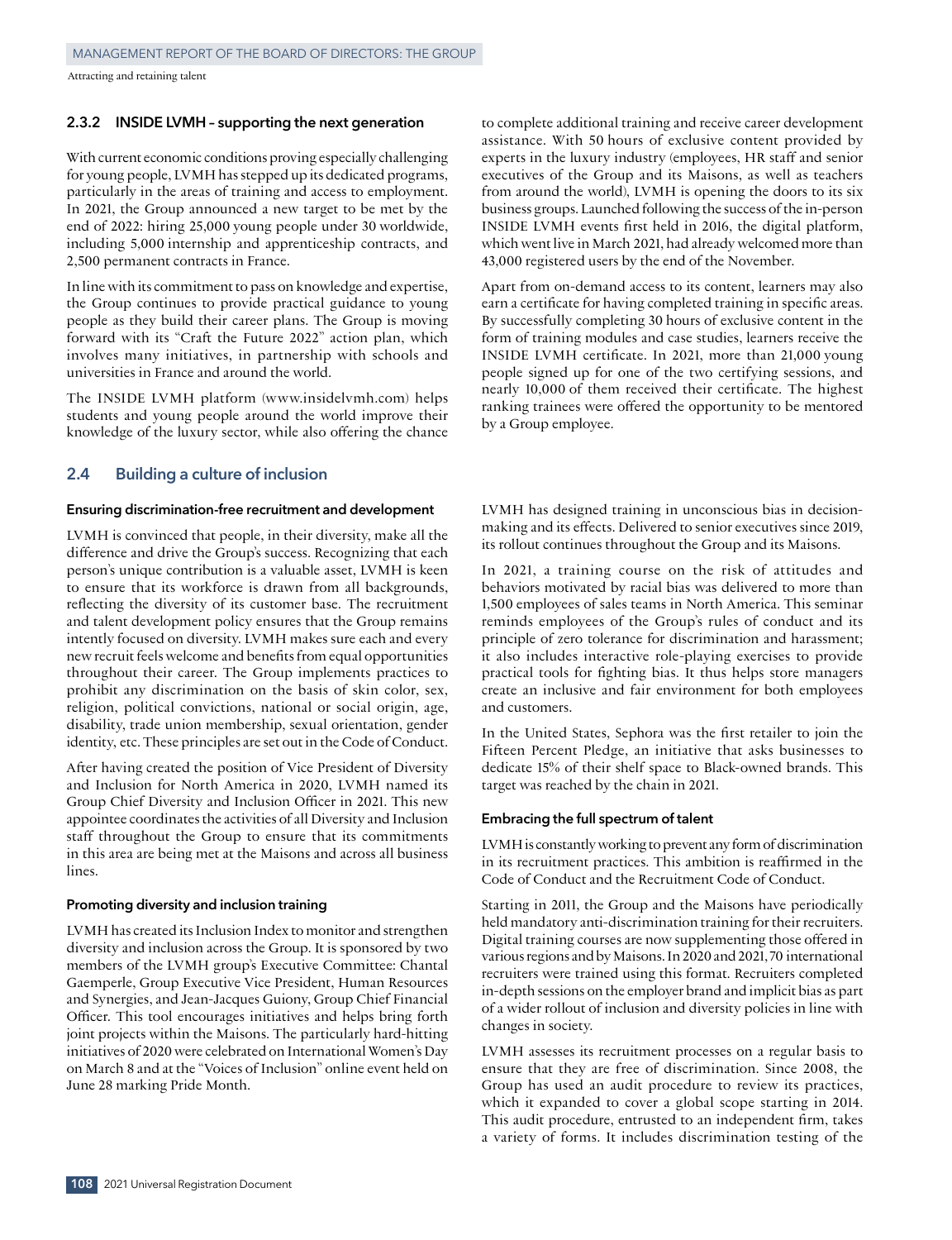### 2.3.2 INSIDE LVMH – supporting the next generation

With current economic conditions proving especially challenging for young people, LVMH has stepped up its dedicated programs, particularly in the areas of training and access to employment. In 2021, the Group announced a new target to be met by the end of 2022: hiring 25,000 young people under 30 worldwide, including 5,000 internship and apprenticeship contracts, and 2,500 permanent contracts in France.

In line with its commitment to pass on knowledge and expertise, the Group continues to provide practical guidance to young people as they build their career plans. The Group is moving forward with its "Craft the Future 2022" action plan, which involves many initiatives, in partnership with schools and universities in France and around the world.

The INSIDE LVMH platform (www.insidelvmh.com) helps students and young people around the world improve their knowledge of the luxury sector, while also offering the chance to complete additional training and receive career development assistance. With 50 hours of exclusive content provided by experts in the luxury industry (employees, HR staff and senior executives of the Group and its Maisons, as well as teachers from around the world), LVMH is opening the doors to its six business groups. Launched following the success of the in-person INSIDE LVMH events first held in 2016, the digital platform, which went live in March 2021, had already welcomed more than 43,000 registered users by the end of the November.

Apart from on-demand access to its content, learners may also earn a certificate for having completed training in specific areas. By successfully completing 30 hours of exclusive content in the form of training modules and case studies, learners receive the INSIDE LVMH certificate. In 2021, more than 21,000 young people signed up for one of the two certifying sessions, and nearly 10,000 of them received their certificate. The highest ranking trainees were offered the opportunity to be mentored by a Group employee.

## 2.4 Building a culture of inclusion

#### Ensuring discrimination-free recruitment and development

LVMH is convinced that people, in their diversity, make all the difference and drive the Group's success. Recognizing that each person's unique contribution is a valuable asset, LVMH is keen to ensure that its workforce is drawn from all backgrounds, reflecting the diversity of its customer base. The recruitment and talent development policy ensures that the Group remains intently focused on diversity. LVMH makes sure each and every new recruit feels welcome and benefits from equal opportunities throughout their career. The Group implements practices to prohibit any discrimination on the basis of skin color, sex, religion, political convictions, national or social origin, age, disability, trade union membership, sexual orientation, gender identity, etc. These principles are set out in the Code of Conduct.

After having created the position of Vice President of Diversity and Inclusion for North America in 2020, LVMH named its Group Chief Diversity and Inclusion Officer in 2021. This new appointee coordinates the activities of all Diversity and Inclusion staff throughout the Group to ensure that its commitments in this area are being met at the Maisons and across all business lines.

#### Promoting diversity and inclusion training

LVMH has created its Inclusion Index to monitor and strengthen diversity and inclusion across the Group. It is sponsored by two members of the LVMH group's Executive Committee: Chantal Gaemperle, Group Executive Vice President, Human Resources and Synergies, and Jean-Jacques Guiony, Group Chief Financial Officer. This tool encourages initiatives and helps bring forth joint projects within the Maisons. The particularly hard-hitting initiatives of 2020 were celebrated on International Women's Day on March 8 and at the "Voices of Inclusion" online event held on June 28 marking Pride Month.

LVMH has designed training in unconscious bias in decision-making and its effects. Delivered to senior executives since 2019, its rollout continues throughout the Group and its Maisons.

In 2021, a training course on the risk of attitudes and behaviors motivated by racial bias was delivered to more than 1,500 employees of sales teams in North America. This seminar reminds employees of the Group's rules of conduct and its principle of zero tolerance for discrimination and harassment; it also includes interactive role-playing exercises to provide practical tools for fighting bias. It thus helps store managers create an inclusive and fair environment for both employees and customers.

In the United States, Sephora was the first retailer to join the Fifteen Percent Pledge, an initiative that asks businesses to dedicate 15% of their shelf space to Black-owned brands. This target was reached by the chain in 2021.

#### Embracing the full spectrum of talent

LVMH is constantly working to prevent any form of discrimination in its recruitment practices. This ambition is reaffirmed in the Code of Conduct and the Recruitment Code of Conduct.

Starting in 2011, the Group and the Maisons have periodically held mandatory anti-discrimination training for their recruiters. Digital training courses are now supplementing those offered in various regions and by Maisons. In 2020 and 2021, 70 international recruiters were trained using this format. Recruiters completed in-depth sessions on the employer brand and implicit bias as part of a wider rollout of inclusion and diversity policies in line with changes in society.

LVMH assesses its recruitment processes on a regular basis to ensure that they are free of discrimination. Since 2008, the Group has used an audit procedure to review its practices, which it expanded to cover a global scope starting in 2014. This audit procedure, entrusted to an independent firm, takes a variety of forms. It includes discrimination testing of the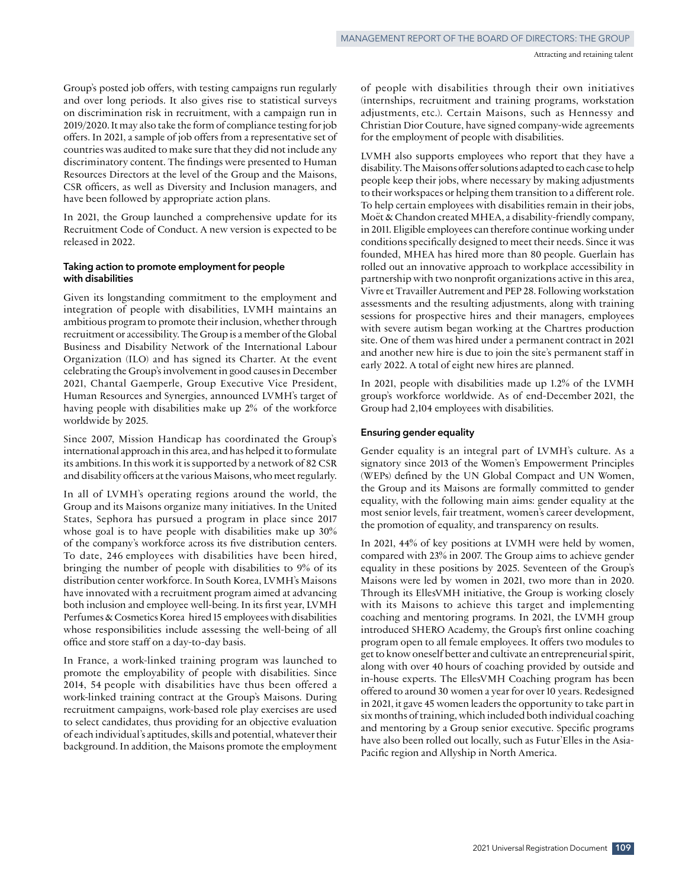Group's posted job offers, with testing campaigns run regularly and over long periods. It also gives rise to statistical surveys on discrimination risk in recruitment, with a campaign run in 2019/2020. It may also take the form of compliance testing for job offers. In 2021, a sample of job offers from a representative set of countries was audited to make sure that they did not include any discriminatory content. The findings were presented to Human Resources Directors at the level of the Group and the Maisons, CSR officers, as well as Diversity and Inclusion managers, and have been followed by appropriate action plans.

In 2021, the Group launched a comprehensive update for its Recruitment Code of Conduct. A new version is expected to be released in 2022.

#### Taking action to promote employment for people with disabilities

Given its longstanding commitment to the employment and integration of people with disabilities, LVMH maintains an ambitious program to promote their inclusion, whether through recruitment or accessibility. The Group is a member of the Global Business and Disability Network of the International Labour Organization (ILO) and has signed its Charter. At the event celebrating the Group's involvement in good causes in December 2021, Chantal Gaemperle, Group Executive Vice President, Human Resources and Synergies, announced LVMH's target of having people with disabilities make up 2% of the workforce worldwide by 2025.

Since 2007, Mission Handicap has coordinated the Group's international approach in this area, and has helped it to formulate its ambitions. In this work it is supported by a network of 82 CSR and disability officers at the various Maisons, who meet regularly.

In all of LVMH's operating regions around the world, the Group and its Maisons organize many initiatives. In the United States, Sephora has pursued a program in place since 2017 whose goal is to have people with disabilities make up 30% of the company's workforce across its five distribution centers. To date, 246 employees with disabilities have been hired, bringing the number of people with disabilities to 9% of its distribution center workforce. In South Korea, LVMH's Maisons have innovated with a recruitment program aimed at advancing both inclusion and employee well-being. In its first year, LVMH Perfumes & Cosmetics Korea hired 15 employees with disabilities whose responsibilities include assessing the well-being of all office and store staff on a day-to-day basis.

In France, a work-linked training program was launched to promote the employability of people with disabilities. Since 2014, 54 people with disabilities have thus been offered a work-linked training contract at the Group's Maisons. During recruitment campaigns, work-based role play exercises are used to select candidates, thus providing for an objective evaluation of each individual's aptitudes, skills and potential, whatever their background. In addition, the Maisons promote the employment of people with disabilities through their own initiatives (internships, recruitment and training programs, workstation adjustments, etc.). Certain Maisons, such as Hennessy and Christian Dior Couture, have signed company-wide agreements for the employment of people with disabilities.

LVMH also supports employees who report that they have a disability. The Maisons offer solutions adapted to each case to help people keep their jobs, where necessary by making adjustments to their workspaces or helping them transition to a different role. To help certain employees with disabilities remain in their jobs, Moët & Chandon created MHEA, a disability-friendly company, in 2011. Eligible employees can therefore continue working under conditions specifically designed to meet their needs. Since it was founded, MHEA has hired more than 80 people. Guerlain has rolled out an innovative approach to workplace accessibility in partnership with two nonprofit organizations active in this area, Vivre et Travailler Autrement and PEP 28. Following workstation assessments and the resulting adjustments, along with training sessions for prospective hires and their managers, employees with severe autism began working at the Chartres production site. One of them was hired under a permanent contract in 2021 and another new hire is due to join the site's permanent staff in early 2022. A total of eight new hires are planned.

In 2021, people with disabilities made up 1.2% of the LVMH group's workforce worldwide. As of end-December 2021, the Group had 2,104 employees with disabilities.

#### Ensuring gender equality

Gender equality is an integral part of LVMH's culture. As a signatory since 2013 of the Women's Empowerment Principles (WEPs) defined by the UN Global Compact and UN Women, the Group and its Maisons are formally committed to gender equality, with the following main aims: gender equality at the most senior levels, fair treatment, women's career development, the promotion of equality, and transparency on results.

In 2021, 44% of key positions at LVMH were held by women, compared with 23% in 2007. The Group aims to achieve gender equality in these positions by 2025. Seventeen of the Group's Maisons were led by women in 2021, two more than in 2020. Through its EllesVMH initiative, the Group is working closely with its Maisons to achieve this target and implementing coaching and mentoring programs. In 2021, the LVMH group introduced SHERO Academy, the Group's first online coaching program open to all female employees. It offers two modules to get to know oneself better and cultivate an entrepreneurial spirit, along with over 40 hours of coaching provided by outside and in-house experts. The EllesVMH Coaching program has been offered to around 30 women a year for over 10 years. Redesigned in 2021, it gave 45 women leaders the opportunity to take part in six months of training, which included both individual coaching and mentoring by a Group senior executive. Specific programs have also been rolled out locally, such as Futur'Elles in the Asia-Pacific region and Allyship in North America.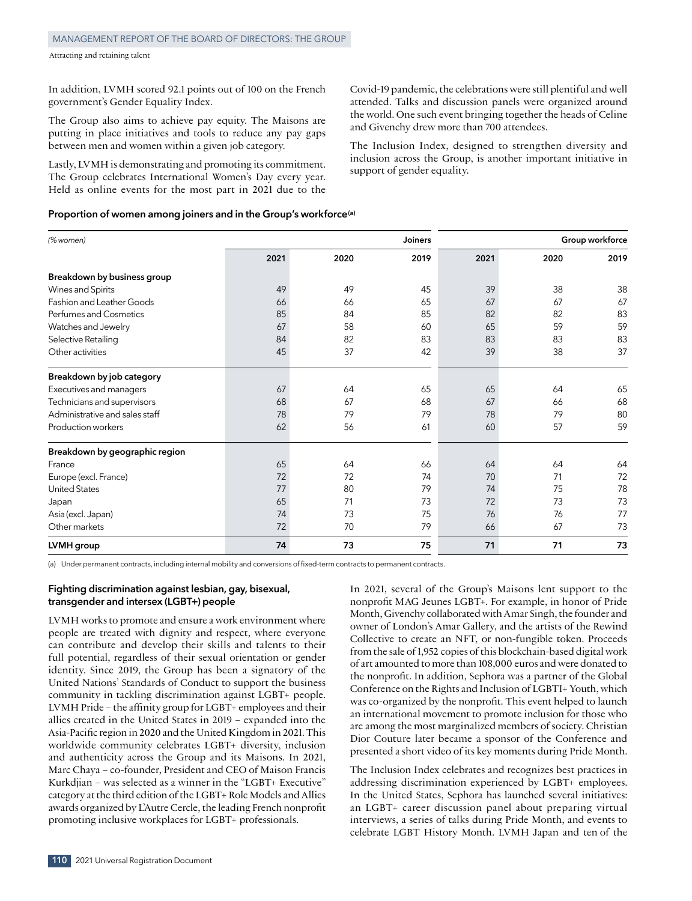In addition, LVMH scored 92.1 points out of 100 on the French government's Gender Equality Index.

The Group also aims to achieve pay equity. The Maisons are putting in place initiatives and tools to reduce any pay gaps between men and women within a given job category.

Lastly, LVMH is demonstrating and promoting its commitment. The Group celebrates International Women's Day every year. Held as online events for the most part in 2021 due to the Covid-19 pandemic, the celebrations were still plentiful and well attended. Talks and discussion panels were organized around the world. One such event bringing together the heads of Celine and Givenchy drew more than 700 attendees.

The Inclusion Index, designed to strengthen diversity and inclusion across the Group, is another important initiative in support of gender equality.

**Proportion of women among joiners and in the Group's workforce[(a)]**

| *(% women)* | Joiners | | | Group workforce | | |
|---|---|---|---|---|---|---|
| | 2021 | 2020 | 2019 | 2021 | 2020 | 2019 |
| **Breakdown by business group** | | | | | | |
| Wines and Spirits | 49 | 49 | 45 | 39 | 38 | 38 |
| Fashion and Leather Goods | 66 | 66 | 65 | 67 | 67 | 67 |
| Perfumes and Cosmetics | 85 | 84 | 85 | 82 | 82 | 83 |
| Watches and Jewelry | 67 | 58 | 60 | 65 | 59 | 59 |
| Selective Retailing | 84 | 82 | 83 | 83 | 83 | 83 |
| Other activities | 45 | 37 | 42 | 39 | 38 | 37 |
| **Breakdown by job category** | | | | | | |
| Executives and managers | 67 | 64 | 65 | 65 | 64 | 65 |
| Technicians and supervisors | 68 | 67 | 68 | 67 | 66 | 68 |
| Administrative and sales staff | 78 | 79 | 79 | 78 | 79 | 80 |
| Production workers | 62 | 56 | 61 | 60 | 57 | 59 |
| **Breakdown by geographic region** | | | | | | |
| France | 65 | 64 | 66 | 64 | 64 | 64 |
| Europe (excl. France) | 72 | 72 | 74 | 70 | 71 | 72 |
| United States | 77 | 80 | 79 | 74 | 75 | 78 |
| Japan | 65 | 71 | 73 | 72 | 73 | 73 |
| Asia (excl. Japan) | 74 | 73 | 75 | 76 | 76 | 77 |
| Other markets | 72 | 70 | 79 | 66 | 67 | 73 |
| **LVMH group** | **74** | **73** | **75** | **71** | **71** | **73** |

(a) Under permanent contracts, including internal mobility and conversions of fixed-term contracts to permanent contracts.

#### Fighting discrimination against lesbian, gay, bisexual, transgender and intersex (LGBT+) people

LVMH works to promote and ensure a work environment where people are treated with dignity and respect, where everyone can contribute and develop their skills and talents to their full potential, regardless of their sexual orientation or gender identity. Since 2019, the Group has been a signatory of the United Nations' Standards of Conduct to support the business community in tackling discrimination against LGBT+ people. LVMH Pride – the affinity group for LGBT+ employees and their allies created in the United States in 2019 – expanded into the Asia-Pacific region in 2020 and the United Kingdom in 2021. This worldwide community celebrates LGBT+ diversity, inclusion and authenticity across the Group and its Maisons. In 2021, Marc Chaya – co-founder, President and CEO of Maison Francis Kurkdjian – was selected as a winner in the "LGBT+ Executive" category at the third edition of the LGBT+ Role Models and Allies awards organized by L'Autre Cercle, the leading French nonprofit promoting inclusive workplaces for LGBT+ professionals.

In 2021, several of the Group's Maisons lent support to the nonprofit MAG Jeunes LGBT+. For example, in honor of Pride Month, Givenchy collaborated with Amar Singh, the founder and owner of London's Amar Gallery, and the artists of the Rewind Collective to create an NFT, or non-fungible token. Proceeds from the sale of 1,952 copies of this blockchain-based digital work of art amounted to more than 108,000 euros and were donated to the nonprofit. In addition, Sephora was a partner of the Global Conference on the Rights and Inclusion of LGBTI+ Youth, which was co-organized by the nonprofit. This event helped to launch an international movement to promote inclusion for those who are among the most marginalized members of society. Christian Dior Couture later became a sponsor of the Conference and presented a short video of its key moments during Pride Month.

The Inclusion Index celebrates and recognizes best practices in addressing discrimination experienced by LGBT+ employees. In the United States, Sephora has launched several initiatives: an LGBT+ career discussion panel about preparing virtual interviews, a series of talks during Pride Month, and events to celebrate LGBT History Month. LVMH Japan and ten of the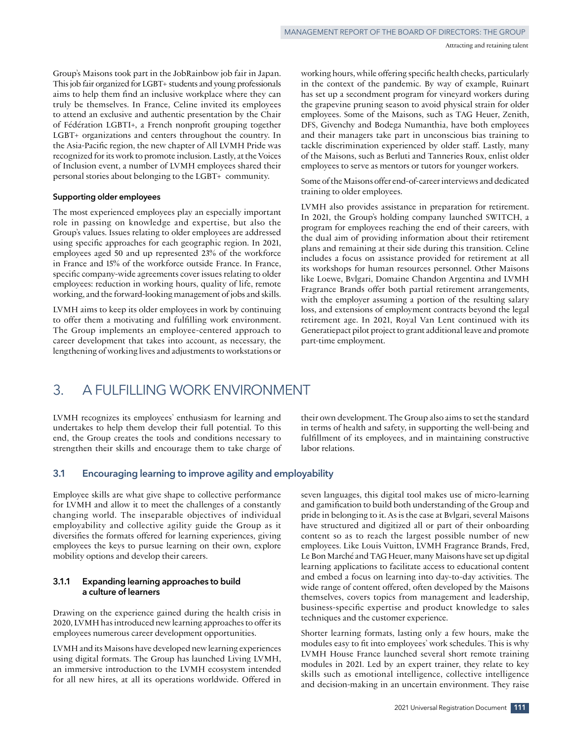Group's Maisons took part in the JobRainbow job fair in Japan. This job fair organized for LGBT+ students and young professionals aims to help them find an inclusive workplace where they can truly be themselves. In France, Celine invited its employees to attend an exclusive and authentic presentation by the Chair of Fédération LGBTI+, a French nonprofit grouping together LGBT+ organizations and centers throughout the country. In the Asia-Pacific region, the new chapter of All LVMH Pride was recognized for its work to promote inclusion. Lastly, at the Voices of Inclusion event, a number of LVMH employees shared their personal stories about belonging to the LGBT+ community.

#### Supporting older employees

The most experienced employees play an especially important role in passing on knowledge and expertise, but also the Group's values. Issues relating to older employees are addressed using specific approaches for each geographic region. In 2021, employees aged 50 and up represented 23% of the workforce in France and 15% of the workforce outside France. In France, specific company-wide agreements cover issues relating to older employees: reduction in working hours, quality of life, remote working, and the forward-looking management of jobs and skills.

LVMH aims to keep its older employees in work by continuing to offer them a motivating and fulfilling work environment. The Group implements an employee-centered approach to career development that takes into account, as necessary, the lengthening of working lives and adjustments to workstations or working hours, while offering specific health checks, particularly in the context of the pandemic. By way of example, Ruinart has set up a secondment program for vineyard workers during the grapevine pruning season to avoid physical strain for older employees. Some of the Maisons, such as TAG Heuer, Zenith, DFS, Givenchy and Bodega Numanthia, have both employees and their managers take part in unconscious bias training to tackle discrimination experienced by older staff. Lastly, many of the Maisons, such as Berluti and Tanneries Roux, enlist older employees to serve as mentors or tutors for younger workers.

Some of the Maisons offer end-of-career interviews and dedicated training to older employees.

LVMH also provides assistance in preparation for retirement. In 2021, the Group's holding company launched SWITCH, a program for employees reaching the end of their careers, with the dual aim of providing information about their retirement plans and remaining at their side during this transition. Celine includes a focus on assistance provided for retirement at all its workshops for human resources personnel. Other Maisons like Loewe, Bvlgari, Domaine Chandon Argentina and LVMH Fragrance Brands offer both partial retirement arrangements, with the employer assuming a portion of the resulting salary loss, and extensions of employment contracts beyond the legal retirement age. In 2021, Royal Van Lent continued with its Generatiepact pilot project to grant additional leave and promote part-time employment.

# 3. A FULFILLING WORK ENVIRONMENT

LVMH recognizes its employees' enthusiasm for learning and undertakes to help them develop their full potential. To this end, the Group creates the tools and conditions necessary to strengthen their skills and encourage them to take charge of their own development. The Group also aims to set the standard in terms of health and safety, in supporting the well-being and fulfillment of its employees, and in maintaining constructive labor relations.

## 3.1 Encouraging learning to improve agility and employability

Employee skills are what give shape to collective performance for LVMH and allow it to meet the challenges of a constantly changing world. The inseparable objectives of individual employability and collective agility guide the Group as it diversifies the formats offered for learning experiences, giving employees the keys to pursue learning on their own, explore mobility options and develop their careers.

### 3.1.1 Expanding learning approaches to build a culture of learners

Drawing on the experience gained during the health crisis in 2020, LVMH has introduced new learning approaches to offer its employees numerous career development opportunities.

LVMH and its Maisons have developed new learning experiences using digital formats. The Group has launched Living LVMH, an immersive introduction to the LVMH ecosystem intended for all new hires, at all its operations worldwide. Offered in seven languages, this digital tool makes use of micro-learning and gamification to build both understanding of the Group and pride in belonging to it. As is the case at Bvlgari, several Maisons have structured and digitized all or part of their onboarding content so as to reach the largest possible number of new employees. Like Louis Vuitton, LVMH Fragrance Brands, Fred, Le Bon Marché and TAG Heuer, many Maisons have set up digital learning applications to facilitate access to educational content and embed a focus on learning into day-to-day activities. The wide range of content offered, often developed by the Maisons themselves, covers topics from management and leadership, business-specific expertise and product knowledge to sales techniques and the customer experience.

Shorter learning formats, lasting only a few hours, make the modules easy to fit into employees' work schedules. This is why LVMH House France launched several short remote training modules in 2021. Led by an expert trainer, they relate to key skills such as emotional intelligence, collective intelligence and decision-making in an uncertain environment. They raise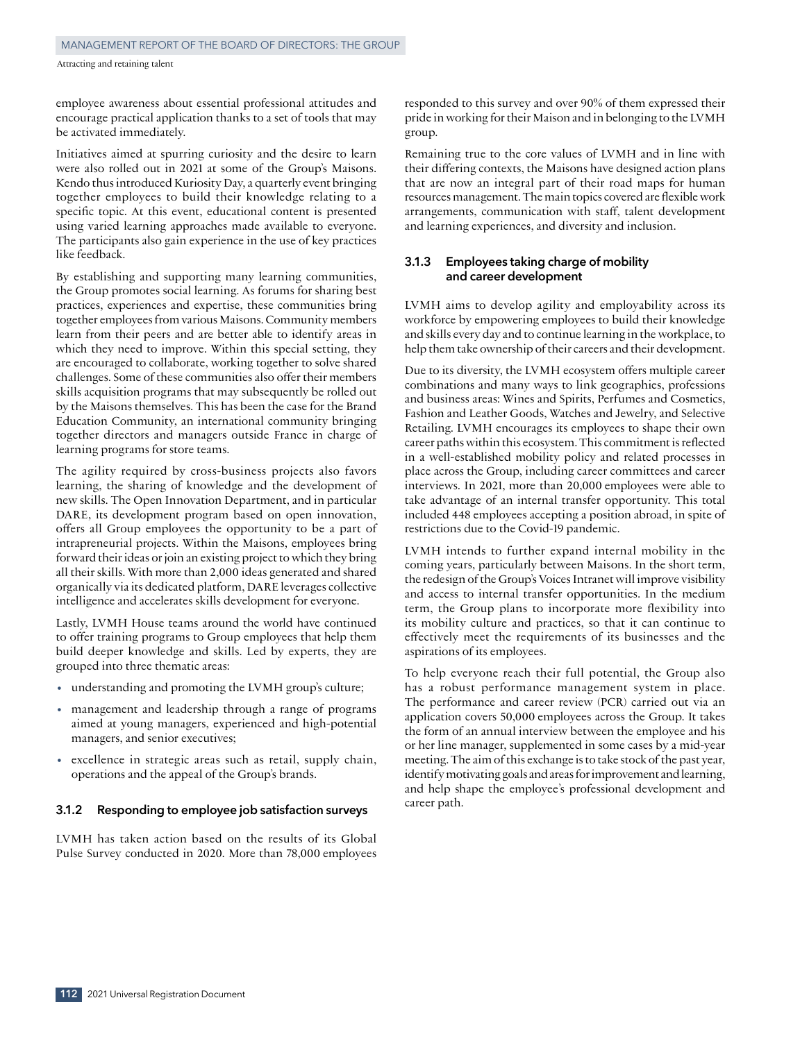employee awareness about essential professional attitudes and encourage practical application thanks to a set of tools that may be activated immediately.

Initiatives aimed at spurring curiosity and the desire to learn were also rolled out in 2021 at some of the Group's Maisons. Kendo thus introduced Kuriosity Day, a quarterly event bringing together employees to build their knowledge relating to a specific topic. At this event, educational content is presented using varied learning approaches made available to everyone. The participants also gain experience in the use of key practices like feedback.

By establishing and supporting many learning communities, the Group promotes social learning. As forums for sharing best practices, experiences and expertise, these communities bring together employees from various Maisons. Community members learn from their peers and are better able to identify areas in which they need to improve. Within this special setting, they are encouraged to collaborate, working together to solve shared challenges. Some of these communities also offer their members skills acquisition programs that may subsequently be rolled out by the Maisons themselves. This has been the case for the Brand Education Community, an international community bringing together directors and managers outside France in charge of learning programs for store teams.

The agility required by cross-business projects also favors learning, the sharing of knowledge and the development of new skills. The Open Innovation Department, and in particular DARE, its development program based on open innovation, offers all Group employees the opportunity to be a part of intrapreneurial projects. Within the Maisons, employees bring forward their ideas or join an existing project to which they bring all their skills. With more than 2,000 ideas generated and shared organically via its dedicated platform, DARE leverages collective intelligence and accelerates skills development for everyone.

Lastly, LVMH House teams around the world have continued to offer training programs to Group employees that help them build deeper knowledge and skills. Led by experts, they are grouped into three thematic areas:

- understanding and promoting the LVMH group's culture;
- management and leadership through a range of programs aimed at young managers, experienced and high-potential managers, and senior executives;
- excellence in strategic areas such as retail, supply chain, operations and the appeal of the Group's brands.

### 3.1.2 Responding to employee job satisfaction surveys

LVMH has taken action based on the results of its Global Pulse Survey conducted in 2020. More than 78,000 employees responded to this survey and over 90% of them expressed their pride in working for their Maison and in belonging to the LVMH group.

Remaining true to the core values of LVMH and in line with their differing contexts, the Maisons have designed action plans that are now an integral part of their road maps for human resources management. The main topics covered are flexible work arrangements, communication with staff, talent development and learning experiences, and diversity and inclusion.

### 3.1.3 Employees taking charge of mobility and career development

LVMH aims to develop agility and employability across its workforce by empowering employees to build their knowledge and skills every day and to continue learning in the workplace, to help them take ownership of their careers and their development.

Due to its diversity, the LVMH ecosystem offers multiple career combinations and many ways to link geographies, professions and business areas: Wines and Spirits, Perfumes and Cosmetics, Fashion and Leather Goods, Watches and Jewelry, and Selective Retailing. LVMH encourages its employees to shape their own career paths within this ecosystem. This commitment is reflected in a well-established mobility policy and related processes in place across the Group, including career committees and career interviews. In 2021, more than 20,000 employees were able to take advantage of an internal transfer opportunity. This total included 448 employees accepting a position abroad, in spite of restrictions due to the Covid-19 pandemic.

LVMH intends to further expand internal mobility in the coming years, particularly between Maisons. In the short term, the redesign of the Group's Voices Intranet will improve visibility and access to internal transfer opportunities. In the medium term, the Group plans to incorporate more flexibility into its mobility culture and practices, so that it can continue to effectively meet the requirements of its businesses and the aspirations of its employees.

To help everyone reach their full potential, the Group also has a robust performance management system in place. The performance and career review (PCR) carried out via an application covers 50,000 employees across the Group. It takes the form of an annual interview between the employee and his or her line manager, supplemented in some cases by a mid-year meeting. The aim of this exchange is to take stock of the past year, identify motivating goals and areas for improvement and learning, and help shape the employee's professional development and career path.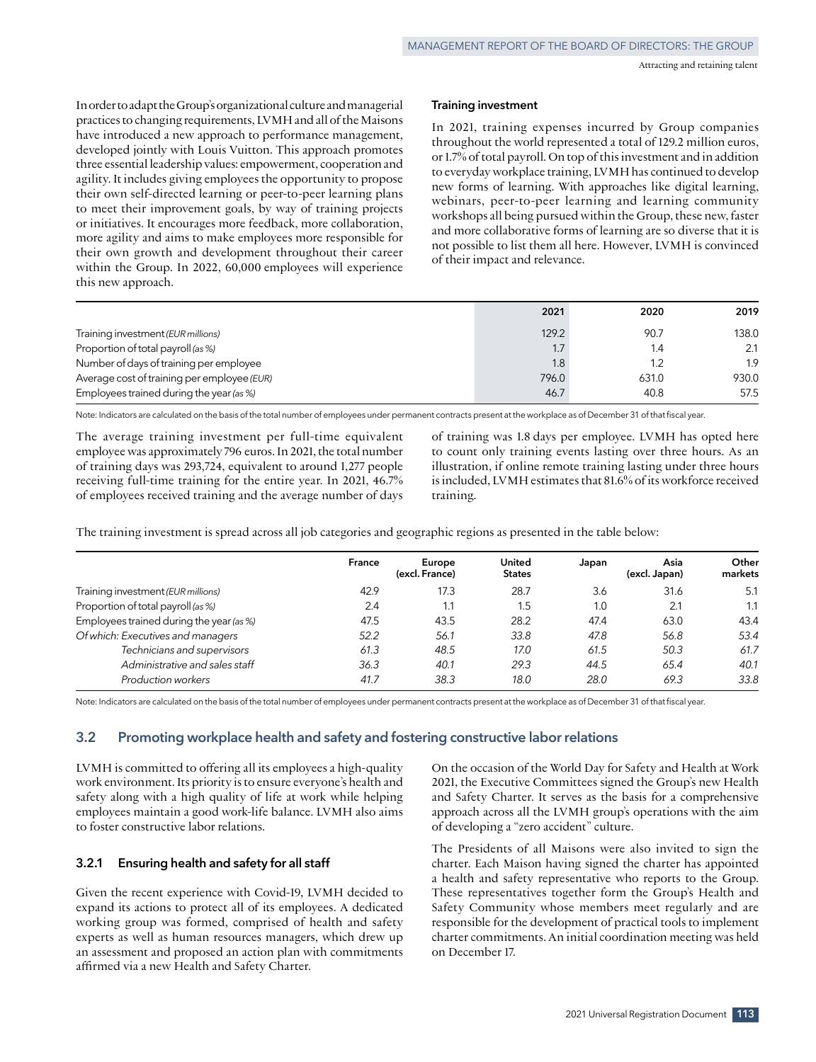In order to adapt the Group's organizational culture and managerial practices to changing requirements, LVMH and all of the Maisons have introduced a new approach to performance management, developed jointly with Louis Vuitton. This approach promotes three essential leadership values: empowerment, cooperation and agility. It includes giving employees the opportunity to propose their own self-directed learning or peer-to-peer learning plans to meet their improvement goals, by way of training projects or initiatives. It encourages more feedback, more collaboration, more agility and aims to make employees more responsible for their own growth and development throughout their career within the Group. In 2022, 60,000 employees will experience this new approach.

#### Training investment

In 2021, training expenses incurred by Group companies throughout the world represented a total of 129.2 million euros, or 1.7% of total payroll. On top of this investment and in addition to everyday workplace training, LVMH has continued to develop new forms of learning. With approaches like digital learning, webinars, peer-to-peer learning and learning community workshops all being pursued within the Group, these new, faster and more collaborative forms of learning are so diverse that it is not possible to list them all here. However, LVMH is convinced of their impact and relevance.

| | 2021 | 2020 | 2019 |
|---|---|---|---|
| Training investment *(EUR millions)* | 129.2 | 90.7 | 138.0 |
| Proportion of total payroll *(as %)* | 1.7 | 1.4 | 2.1 |
| Number of days of training per employee | 1.8 | 1.2 | 1.9 |
| Average cost of training per employee *(EUR)* | 796.0 | 631.0 | 930.0 |
| Employees trained during the year *(as %)* | 46.7 | 40.8 | 57.5 |

Note: Indicators are calculated on the basis of the total number of employees under permanent contracts present at the workplace as of December 31 of that fiscal year.

The average training investment per full-time equivalent employee was approximately 796 euros. In 2021, the total number of training days was 293,724, equivalent to around 1,277 people receiving full-time training for the entire year. In 2021, 46.7% of employees received training and the average number of days of training was 1.8 days per employee. LVMH has opted here to count only training events lasting over three hours. As an illustration, if online remote training lasting under three hours is included, LVMH estimates that 81.6% of its workforce received training.

The training investment is spread across all job categories and geographic regions as presented in the table below:

| | France | Europe (excl. France) | United States | Japan | Asia (excl. Japan) | Other markets |
|---|---|---|---|---|---|---|
| Training investment *(EUR millions)* | 42.9 | 17.3 | 28.7 | 3.6 | 31.6 | 5.1 |
| Proportion of total payroll *(as %)* | 2.4 | 1.1 | 1.5 | 1.0 | 2.1 | 1.1 |
| Employees trained during the year *(as %)* | 47.5 | 43.5 | 28.2 | 47.4 | 63.0 | 43.4 |
| *Of which: Executives and managers* | *52.2* | *56.1* | *33.8* | *47.8* | *56.8* | *53.4* |
| *Technicians and supervisors* | *61.3* | *48.5* | *17.0* | *61.5* | *50.3* | *61.7* |
| *Administrative and sales staff* | *36.3* | *40.1* | *29.3* | *44.5* | *65.4* | *40.1* |
| *Production workers* | *41.7* | *38.3* | *18.0* | *28.0* | *69.3* | *33.8* |

Note: Indicators are calculated on the basis of the total number of employees under permanent contracts present at the workplace as of December 31 of that fiscal year.

## 3.2 Promoting workplace health and safety and fostering constructive labor relations

LVMH is committed to offering all its employees a high-quality work environment. Its priority is to ensure everyone's health and safety along with a high quality of life at work while helping employees maintain a good work-life balance. LVMH also aims to foster constructive labor relations.

### 3.2.1 Ensuring health and safety for all staff

Given the recent experience with Covid-19, LVMH decided to expand its actions to protect all of its employees. A dedicated working group was formed, comprised of health and safety experts as well as human resources managers, which drew up an assessment and proposed an action plan with commitments affirmed via a new Health and Safety Charter.

On the occasion of the World Day for Safety and Health at Work 2021, the Executive Committees signed the Group's new Health and Safety Charter. It serves as the basis for a comprehensive approach across all the LVMH group's operations with the aim of developing a "zero accident" culture.

The Presidents of all Maisons were also invited to sign the charter. Each Maison having signed the charter has appointed a health and safety representative who reports to the Group. These representatives together form the Group's Health and Safety Community whose members meet regularly and are responsible for the development of practical tools to implement charter commitments. An initial coordination meeting was held on December 17.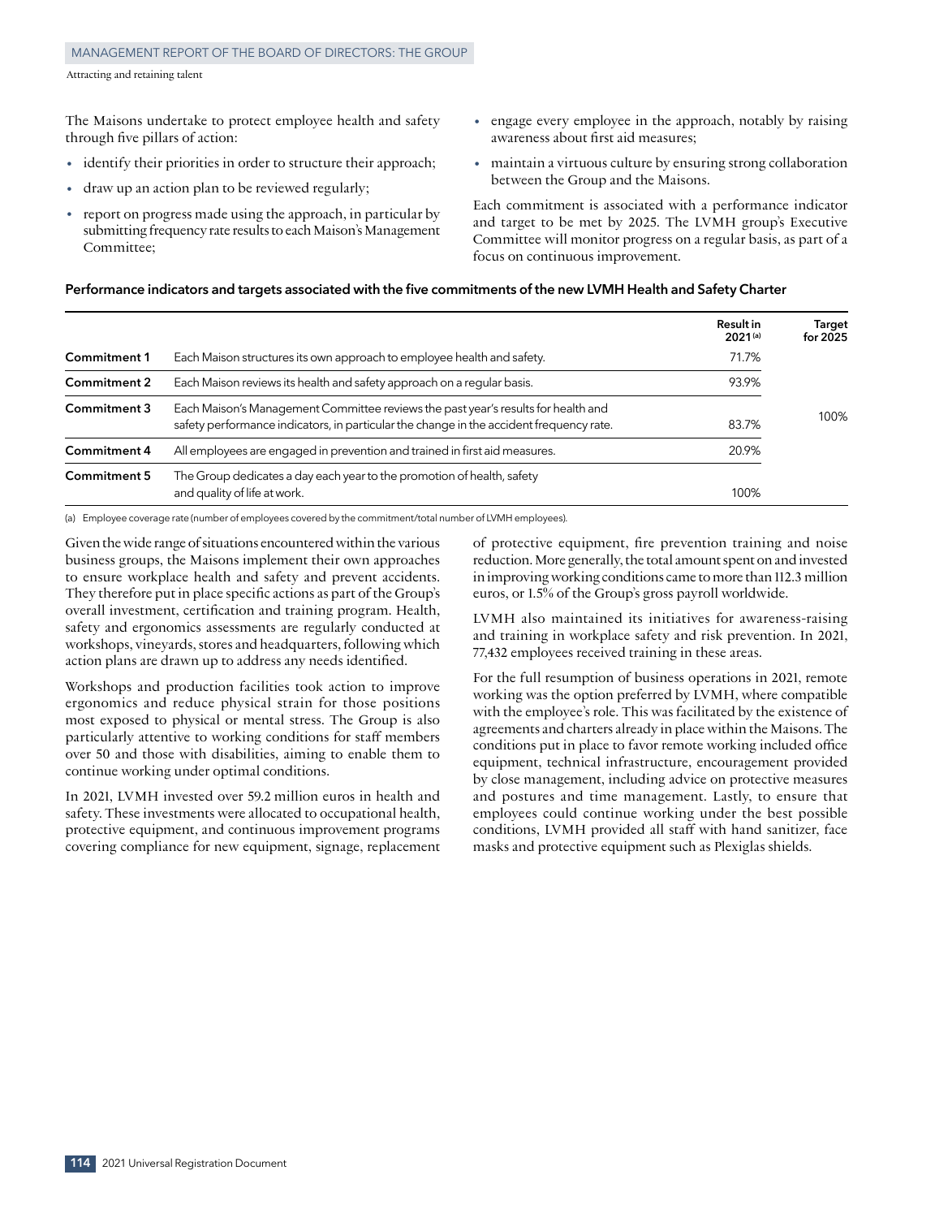The Maisons undertake to protect employee health and safety through five pillars of action:

- identify their priorities in order to structure their approach;
- draw up an action plan to be reviewed regularly;
- report on progress made using the approach, in particular by submitting frequency rate results to each Maison's Management Committee;
- engage every employee in the approach, notably by raising awareness about first aid measures;
- maintain a virtuous culture by ensuring strong collaboration between the Group and the Maisons.

Each commitment is associated with a performance indicator and target to be met by 2025. The LVMH group's Executive Committee will monitor progress on a regular basis, as part of a focus on continuous improvement.

**Performance indicators and targets associated with the five commitments of the new LVMH Health and Safety Charter**

| | | Result in 2021 [(a)] | Target for 2025 |
|---|---|---|---|
| **Commitment 1** | Each Maison structures its own approach to employee health and safety. | 71.7% | 100% |
| **Commitment 2** | Each Maison reviews its health and safety approach on a regular basis. | 93.9% | |
| **Commitment 3** | Each Maison's Management Committee reviews the past year's results for health and safety performance indicators, in particular the change in the accident frequency rate. | 83.7% | |
| **Commitment 4** | All employees are engaged in prevention and trained in first aid measures. | 20.9% | |
| **Commitment 5** | The Group dedicates a day each year to the promotion of health, safety and quality of life at work. | 100% | |

(a) Employee coverage rate (number of employees covered by the commitment/total number of LVMH employees).

Given the wide range of situations encountered within the various business groups, the Maisons implement their own approaches to ensure workplace health and safety and prevent accidents. They therefore put in place specific actions as part of the Group's overall investment, certification and training program. Health, safety and ergonomics assessments are regularly conducted at workshops, vineyards, stores and headquarters, following which action plans are drawn up to address any needs identified.

Workshops and production facilities took action to improve ergonomics and reduce physical strain for those positions most exposed to physical or mental stress. The Group is also particularly attentive to working conditions for staff members over 50 and those with disabilities, aiming to enable them to continue working under optimal conditions.

In 2021, LVMH invested over 59.2 million euros in health and safety. These investments were allocated to occupational health, protective equipment, and continuous improvement programs covering compliance for new equipment, signage, replacement of protective equipment, fire prevention training and noise reduction. More generally, the total amount spent on and invested in improving working conditions came to more than 112.3 million euros, or 1.5% of the Group's gross payroll worldwide.

LVMH also maintained its initiatives for awareness-raising and training in workplace safety and risk prevention. In 2021, 77,432 employees received training in these areas.

For the full resumption of business operations in 2021, remote working was the option preferred by LVMH, where compatible with the employee's role. This was facilitated by the existence of agreements and charters already in place within the Maisons. The conditions put in place to favor remote working included office equipment, technical infrastructure, encouragement provided by close management, including advice on protective measures and postures and time management. Lastly, to ensure that employees could continue working under the best possible conditions, LVMH provided all staff with hand sanitizer, face masks and protective equipment such as Plexiglas shields.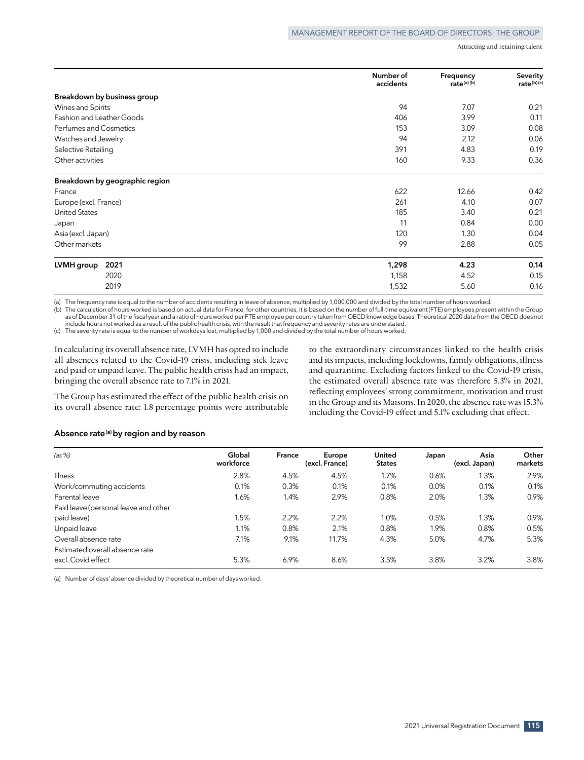| | Number of accidents | Frequency rate[(a)(b)] | Severity rate[(b)(c)] |
|---|---|---|---|
| **Breakdown by business group** | | | |
| Wines and Spirits | 94 | 7.07 | 0.21 |
| Fashion and Leather Goods | 406 | 3.99 | 0.11 |
| Perfumes and Cosmetics | 153 | 3.09 | 0.08 |
| Watches and Jewelry | 94 | 2.12 | 0.06 |
| Selective Retailing | 391 | 4.83 | 0.19 |
| Other activities | 160 | 9.33 | 0.36 |
| **Breakdown by geographic region** | | | |
| France | 622 | 12.66 | 0.42 |
| Europe (excl. France) | 261 | 4.10 | 0.07 |
| United States | 185 | 3.40 | 0.21 |
| Japan | 11 | 0.84 | 0.00 |
| Asia (excl. Japan) | 120 | 1.30 | 0.04 |
| Other markets | 99 | 2.88 | 0.05 |
| **LVMH group 2021** | **1,298** | **4.23** | **0.14** |
| 2020 | 1,158 | 4.52 | 0.15 |
| 2019 | 1,532 | 5.60 | 0.16 |

(a) The frequency rate is equal to the number of accidents resulting in leave of absence, multiplied by 1,000,000 and divided by the total number of hours worked.
(b) The calculation of hours worked is based on actual data for France; for other countries, it is based on the number of full-time equivalent (FTE) employees present within the Group as of December 31 of the fiscal year and a ratio of hours worked per FTE employee per country taken from OECD knowledge bases. Theoretical 2020 data from the OECD does not include hours not worked as a result of the public health crisis, with the result that frequency and severity rates are understated.
(c) The severity rate is equal to the number of workdays lost, multiplied by 1,000 and divided by the total number of hours worked.

In calculating its overall absence rate, LVMH has opted to include all absences related to the Covid-19 crisis, including sick leave and paid or unpaid leave. The public health crisis had an impact, bringing the overall absence rate to 7.1% in 2021.

The Group has estimated the effect of the public health crisis on its overall absence rate: 1.8 percentage points were attributable to the extraordinary circumstances linked to the health crisis and its impacts, including lockdowns, family obligations, illness and quarantine. Excluding factors linked to the Covid-19 crisis, the estimated overall absence rate was therefore 5.3% in 2021, reflecting employees' strong commitment, motivation and trust in the Group and its Maisons. In 2020, the absence rate was 15.3% including the Covid-19 effect and 5.1% excluding that effect.

### Absence rate[(a)] by region and by reason

| *(as %)* | Global workforce | France | Europe (excl. France) | United States | Japan | Asia (excl. Japan) | Other markets |
|---|---|---|---|---|---|---|---|
| Illness | 2.8% | 4.5% | 4.5% | 1.7% | 0.6% | 1.3% | 2.9% |
| Work/commuting accidents | 0.1% | 0.3% | 0.1% | 0.1% | 0.0% | 0.1% | 0.1% |
| Parental leave | 1.6% | 1.4% | 2.9% | 0.8% | 2.0% | 1.3% | 0.9% |
| Paid leave (personal leave and other paid leave) | 1.5% | 2.2% | 2.2% | 1.0% | 0.5% | 1.3% | 0.9% |
| Unpaid leave | 1.1% | 0.8% | 2.1% | 0.8% | 1.9% | 0.8% | 0.5% |
| Overall absence rate | 7.1% | 9.1% | 11.7% | 4.3% | 5.0% | 4.7% | 5.3% |
| Estimated overall absence rate excl. Covid effect | 5.3% | 6.9% | 8.6% | 3.5% | 3.8% | 3.2% | 3.8% |

(a) Number of days' absence divided by theoretical number of days worked.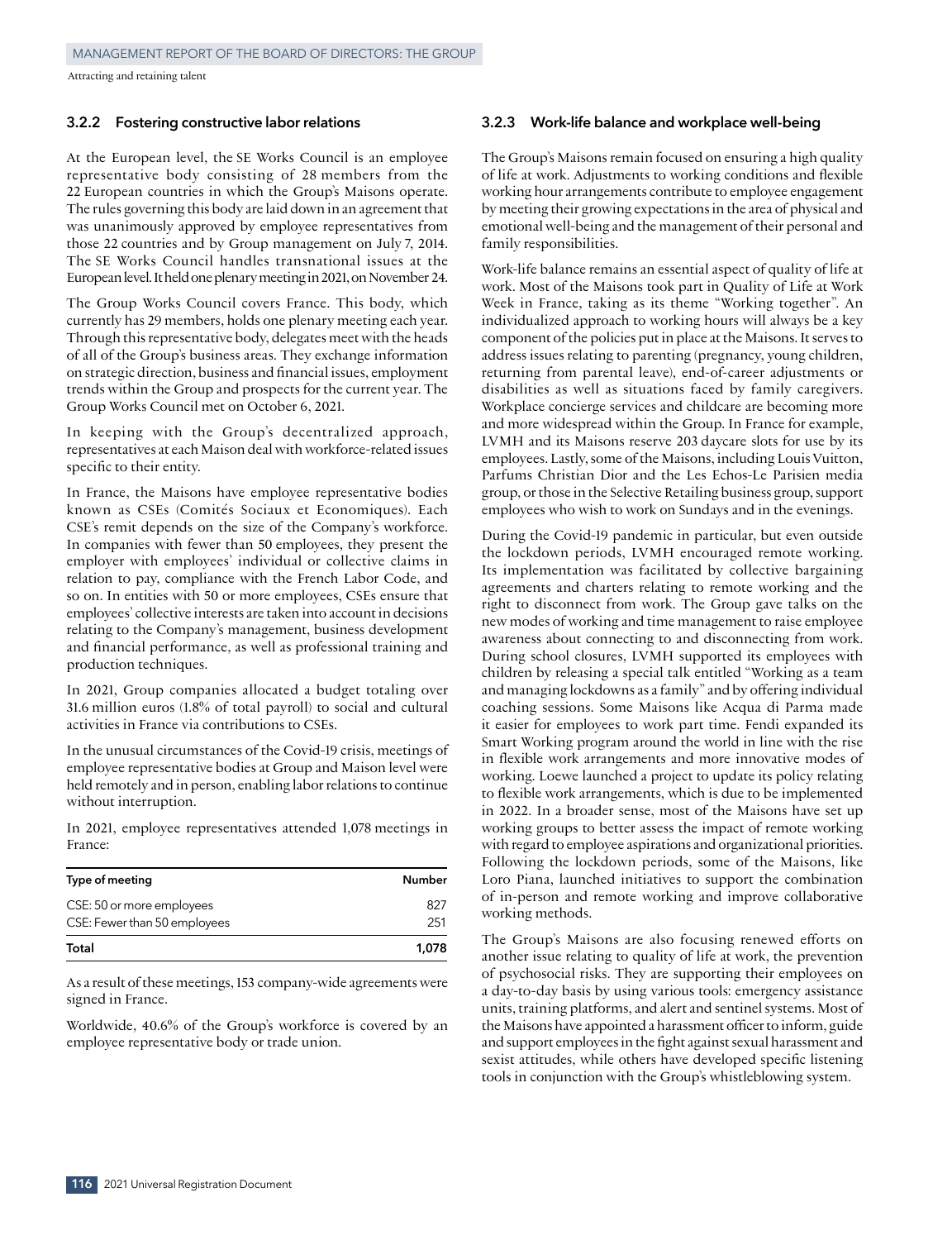### 3.2.2 Fostering constructive labor relations

At the European level, the SE Works Council is an employee representative body consisting of 28 members from the 22 European countries in which the Group's Maisons operate. The rules governing this body are laid down in an agreement that was unanimously approved by employee representatives from those 22 countries and by Group management on July 7, 2014. The SE Works Council handles transnational issues at the European level. It held one plenary meeting in 2021, on November 24.

The Group Works Council covers France. This body, which currently has 29 members, holds one plenary meeting each year. Through this representative body, delegates meet with the heads of all of the Group's business areas. They exchange information on strategic direction, business and financial issues, employment trends within the Group and prospects for the current year. The Group Works Council met on October 6, 2021.

In keeping with the Group's decentralized approach, representatives at each Maison deal with workforce-related issues specific to their entity.

In France, the Maisons have employee representative bodies known as CSEs (Comités Sociaux et Economiques). Each CSE's remit depends on the size of the Company's workforce. In companies with fewer than 50 employees, they present the employer with employees' individual or collective claims in relation to pay, compliance with the French Labor Code, and so on. In entities with 50 or more employees, CSEs ensure that employees' collective interests are taken into account in decisions relating to the Company's management, business development and financial performance, as well as professional training and production techniques.

In 2021, Group companies allocated a budget totaling over 31.6 million euros (1.8% of total payroll) to social and cultural activities in France via contributions to CSEs.

In the unusual circumstances of the Covid-19 crisis, meetings of employee representative bodies at Group and Maison level were held remotely and in person, enabling labor relations to continue without interruption.

In 2021, employee representatives attended 1,078 meetings in France:

| Type of meeting | Number |
| --- | --- |
| CSE: 50 or more employees | 827 |
| CSE: Fewer than 50 employees | 251 |
| **Total** | **1,078** |

As a result of these meetings, 153 company-wide agreements were signed in France.

Worldwide, 40.6% of the Group's workforce is covered by an employee representative body or trade union.

### 3.2.3 Work-life balance and workplace well-being

The Group's Maisons remain focused on ensuring a high quality of life at work. Adjustments to working conditions and flexible working hour arrangements contribute to employee engagement by meeting their growing expectations in the area of physical and emotional well-being and the management of their personal and family responsibilities.

Work-life balance remains an essential aspect of quality of life at work. Most of the Maisons took part in Quality of Life at Work Week in France, taking as its theme "Working together". An individualized approach to working hours will always be a key component of the policies put in place at the Maisons. It serves to address issues relating to parenting (pregnancy, young children, returning from parental leave), end-of-career adjustments or disabilities as well as situations faced by family caregivers. Workplace concierge services and childcare are becoming more and more widespread within the Group. In France for example, LVMH and its Maisons reserve 203 daycare slots for use by its employees. Lastly, some of the Maisons, including Louis Vuitton, Parfums Christian Dior and the Les Echos-Le Parisien media group, or those in the Selective Retailing business group, support employees who wish to work on Sundays and in the evenings.

During the Covid-19 pandemic in particular, but even outside the lockdown periods, LVMH encouraged remote working. Its implementation was facilitated by collective bargaining agreements and charters relating to remote working and the right to disconnect from work. The Group gave talks on the new modes of working and time management to raise employee awareness about connecting to and disconnecting from work. During school closures, LVMH supported its employees with children by releasing a special talk entitled "Working as a team and managing lockdowns as a family" and by offering individual coaching sessions. Some Maisons like Acqua di Parma made it easier for employees to work part time. Fendi expanded its Smart Working program around the world in line with the rise in flexible work arrangements and more innovative modes of working. Loewe launched a project to update its policy relating to flexible work arrangements, which is due to be implemented in 2022. In a broader sense, most of the Maisons have set up working groups to better assess the impact of remote working with regard to employee aspirations and organizational priorities. Following the lockdown periods, some of the Maisons, like Loro Piana, launched initiatives to support the combination of in-person and remote working and improve collaborative working methods.

The Group's Maisons are also focusing renewed efforts on another issue relating to quality of life at work, the prevention of psychosocial risks. They are supporting their employees on a day-to-day basis by using various tools: emergency assistance units, training platforms, and alert and sentinel systems. Most of the Maisons have appointed a harassment officer to inform, guide and support employees in the fight against sexual harassment and sexist attitudes, while others have developed specific listening tools in conjunction with the Group's whistleblowing system.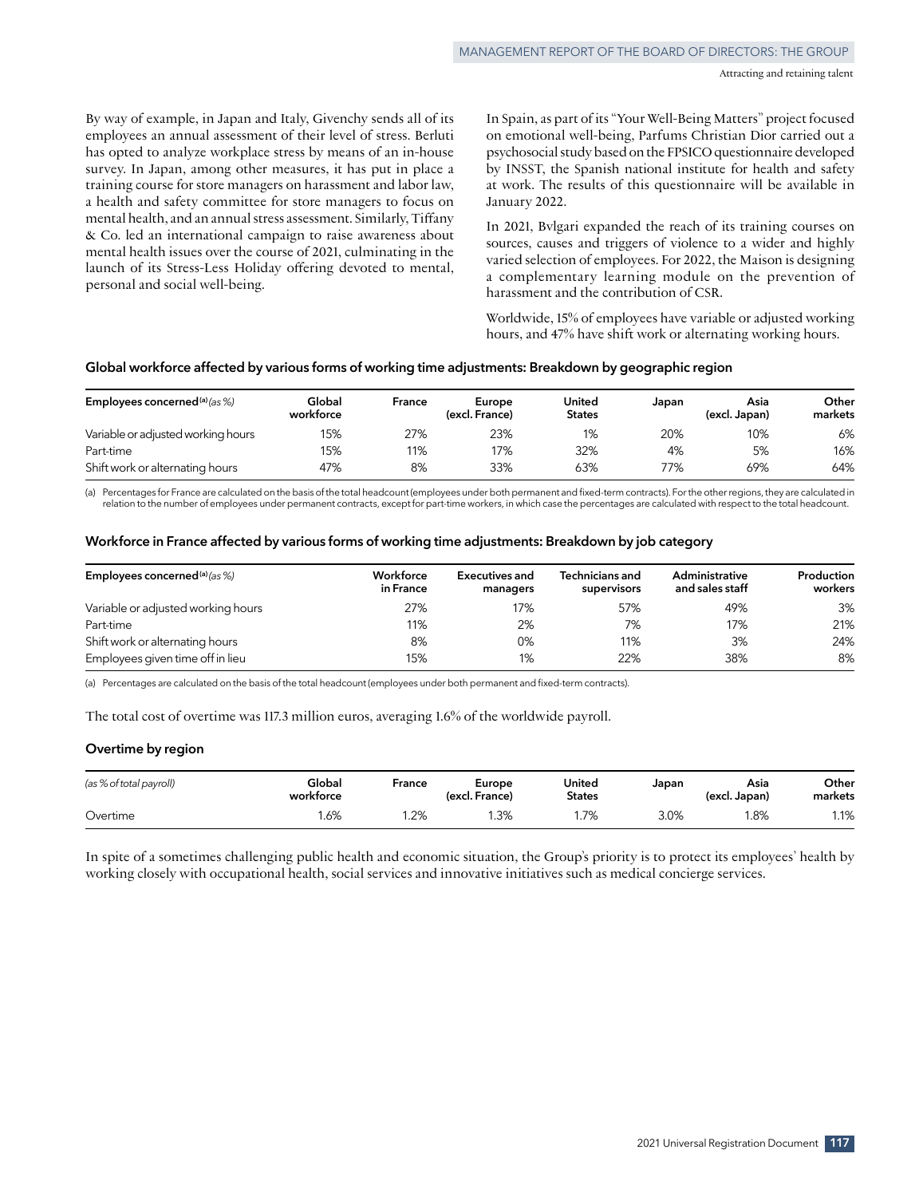By way of example, in Japan and Italy, Givenchy sends all of its employees an annual assessment of their level of stress. Berluti has opted to analyze workplace stress by means of an in-house survey. In Japan, among other measures, it has put in place a training course for store managers on harassment and labor law, a health and safety committee for store managers to focus on mental health, and an annual stress assessment. Similarly, Tiffany & Co. led an international campaign to raise awareness about mental health issues over the course of 2021, culminating in the launch of its Stress-Less Holiday offering devoted to mental, personal and social well-being.

In Spain, as part of its "Your Well-Being Matters" project focused on emotional well-being, Parfums Christian Dior carried out a psychosocial study based on the FPSICO questionnaire developed by INSST, the Spanish national institute for health and safety at work. The results of this questionnaire will be available in January 2022.

In 2021, Bvlgari expanded the reach of its training courses on sources, causes and triggers of violence to a wider and highly varied selection of employees. For 2022, the Maison is designing a complementary learning module on the prevention of harassment and the contribution of CSR.

Worldwide, 15% of employees have variable or adjusted working hours, and 47% have shift work or alternating working hours.

### Global workforce affected by various forms of working time adjustments: Breakdown by geographic region

| **Employees concerned**[(a)] *(as %)* | Global workforce | France | Europe (excl. France) | United States | Japan | Asia (excl. Japan) | Other markets |
|---|---|---|---|---|---|---|---|
| Variable or adjusted working hours | 15% | 27% | 23% | 1% | 20% | 10% | 6% |
| Part-time | 15% | 11% | 17% | 32% | 4% | 5% | 16% |
| Shift work or alternating hours | 47% | 8% | 33% | 63% | 77% | 69% | 64% |

(a) Percentages for France are calculated on the basis of the total headcount (employees under both permanent and fixed-term contracts). For the other regions, they are calculated in relation to the number of employees under permanent contracts, except for part-time workers, in which case the percentages are calculated with respect to the total headcount.

### Workforce in France affected by various forms of working time adjustments: Breakdown by job category

| **Employees concerned**[(a)] *(as %)* | Workforce in France | Executives and managers | Technicians and supervisors | Administrative and sales staff | Production workers |
|---|---|---|---|---|---|
| Variable or adjusted working hours | 27% | 17% | 57% | 49% | 3% |
| Part-time | 11% | 2% | 7% | 17% | 21% |
| Shift work or alternating hours | 8% | 0% | 11% | 3% | 24% |
| Employees given time off in lieu | 15% | 1% | 22% | 38% | 8% |

(a) Percentages are calculated on the basis of the total headcount (employees under both permanent and fixed-term contracts).

The total cost of overtime was 117.3 million euros, averaging 1.6% of the worldwide payroll.

### Overtime by region

| *(as % of total payroll)* | Global workforce | France | Europe (excl. France) | United States | Japan | Asia (excl. Japan) | Other markets |
|---|---|---|---|---|---|---|---|
| Overtime | 1.6% | 1.2% | 1.3% | 1.7% | 3.0% | 1.8% | 1.1% |

In spite of a sometimes challenging public health and economic situation, the Group's priority is to protect its employees' health by working closely with occupational health, social services and innovative initiatives such as medical concierge services.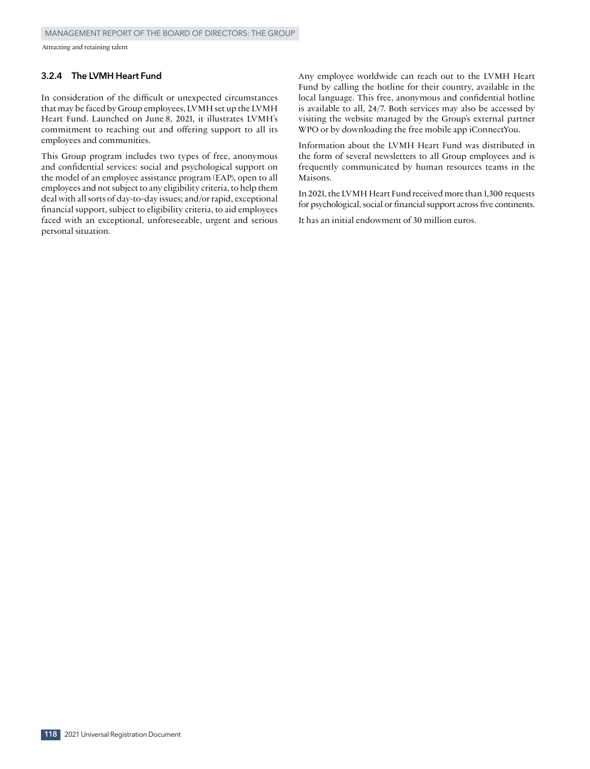### 3.2.4 The LVMH Heart Fund

In consideration of the difficult or unexpected circumstances that may be faced by Group employees, LVMH set up the LVMH Heart Fund. Launched on June 8, 2021, it illustrates LVMH's commitment to reaching out and offering support to all its employees and communities.

This Group program includes two types of free, anonymous and confidential services: social and psychological support on the model of an employee assistance program (EAP), open to all employees and not subject to any eligibility criteria, to help them deal with all sorts of day-to-day issues; and/or rapid, exceptional financial support, subject to eligibility criteria, to aid employees faced with an exceptional, unforeseeable, urgent and serious personal situation.

Any employee worldwide can reach out to the LVMH Heart Fund by calling the hotline for their country, available in the local language. This free, anonymous and confidential hotline is available to all, 24/7. Both services may also be accessed by visiting the website managed by the Group's external partner WPO or by downloading the free mobile app iConnectYou.

Information about the LVMH Heart Fund was distributed in the form of several newsletters to all Group employees and is frequently communicated by human resources teams in the Maisons.

In 2021, the LVMH Heart Fund received more than 1,300 requests for psychological, social or financial support across five continents.

It has an initial endowment of 30 million euros.